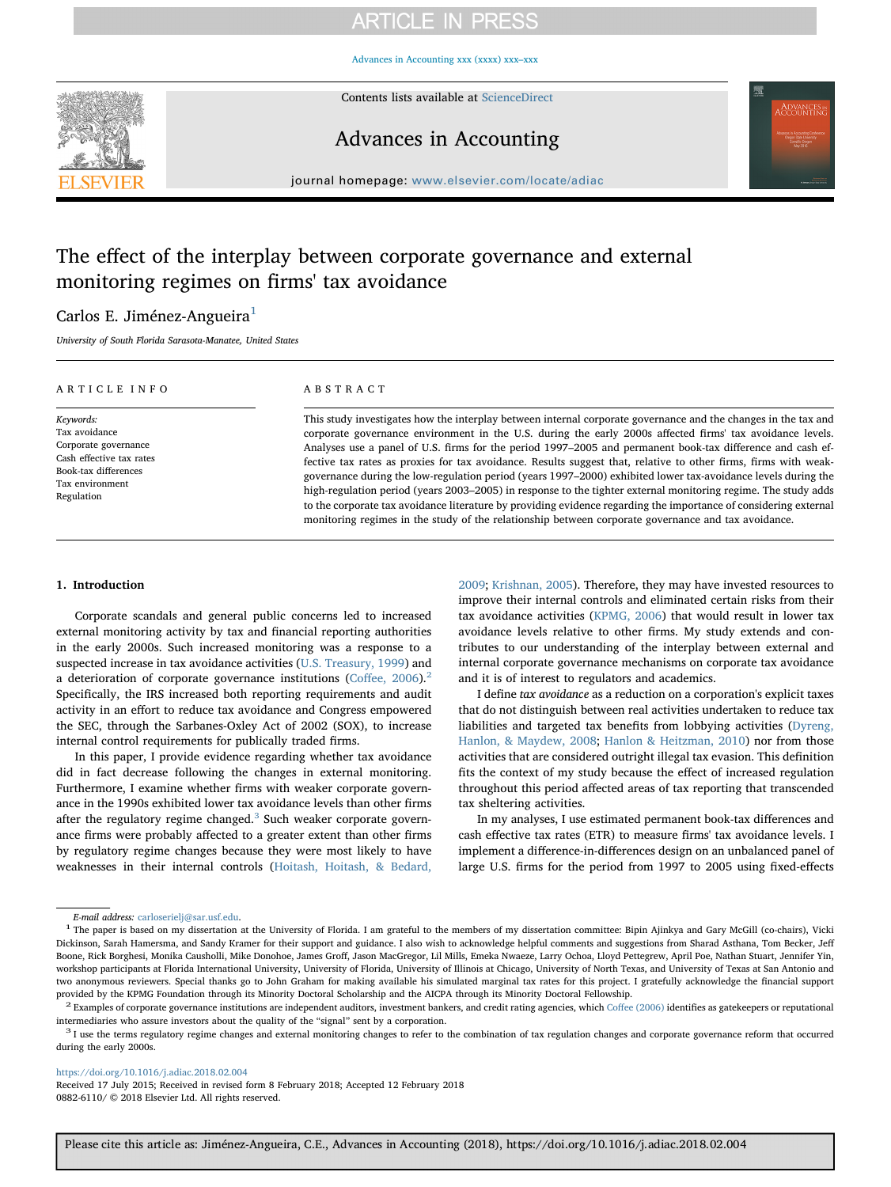# The effect of the interplay between corporate governance and external monitoring regimes on firms' tax avoidance

Carlos E. Jiménez-Angueira[1]

*University of South Florida Sarasota-Manatee, United States*

**ARTICLE INFO**

*Keywords:*
Tax avoidance
Corporate governance
Cash effective tax rates
Book-tax differences
Tax environment
Regulation

**ABSTRACT**

This study investigates how the interplay between internal corporate governance and the changes in the tax and corporate governance environment in the U.S. during the early 2000s affected firms' tax avoidance levels. Analyses use a panel of U.S. firms for the period 1997–2005 and permanent book-tax difference and cash effective tax rates as proxies for tax avoidance. Results suggest that, relative to other firms, firms with weak-governance during the low-regulation period (years 1997–2000) exhibited lower tax-avoidance levels during the high-regulation period (years 2003–2005) in response to the tighter external monitoring regime. The study adds to the corporate tax avoidance literature by providing evidence regarding the importance of considering external monitoring regimes in the study of the relationship between corporate governance and tax avoidance.

## 1. Introduction

Corporate scandals and general public concerns led to increased external monitoring activity by tax and financial reporting authorities in the early 2000s. Such increased monitoring was a response to a suspected increase in tax avoidance activities (U.S. Treasury, 1999) and a deterioration of corporate governance institutions (Coffee, 2006).[2] Specifically, the IRS increased both reporting requirements and audit activity in an effort to reduce tax avoidance and Congress empowered the SEC, through the Sarbanes-Oxley Act of 2002 (SOX), to increase internal control requirements for publically traded firms.

In this paper, I provide evidence regarding whether tax avoidance did in fact decrease following the changes in external monitoring. Furthermore, I examine whether firms with weaker corporate governance in the 1990s exhibited lower tax avoidance levels than other firms after the regulatory regime changed.[3] Such weaker corporate governance firms were probably affected to a greater extent than other firms by regulatory regime changes because they were most likely to have weaknesses in their internal controls (Hoitash, Hoitash, & Bedard, 2009; Krishnan, 2005). Therefore, they may have invested resources to improve their internal controls and eliminated certain risks from their tax avoidance activities (KPMG, 2006) that would result in lower tax avoidance levels relative to other firms. My study extends and contributes to our understanding of the interplay between external and internal corporate governance mechanisms on corporate tax avoidance and it is of interest to regulators and academics.

I define *tax avoidance* as a reduction on a corporation's explicit taxes that do not distinguish between real activities undertaken to reduce tax liabilities and targeted tax benefits from lobbying activities (Dyreng, Hanlon, & Maydew, 2008; Hanlon & Heitzman, 2010) nor from those activities that are considered outright illegal tax evasion. This definition fits the context of my study because the effect of increased regulation throughout this period affected areas of tax reporting that transcended tax sheltering activities.

In my analyses, I use estimated permanent book-tax differences and cash effective tax rates (ETR) to measure firms' tax avoidance levels. I implement a difference-in-differences design on an unbalanced panel of large U.S. firms for the period from 1997 to 2005 using fixed-effects

---

*E-mail address:* carloserielj@sar.usf.edu.

[1] The paper is based on my dissertation at the University of Florida. I am grateful to the members of my dissertation committee: Bipin Ajinkya and Gary McGill (co-chairs), Vicki Dickinson, Sarah Hamersma, and Sandy Kramer for their support and guidance. I also wish to acknowledge helpful comments and suggestions from Sharad Asthana, Tom Becker, Jeff Boone, Rick Borghesi, Monika Causholli, Mike Donohoe, James Groff, Jason MacGregor, Lil Mills, Emeka Nwaeze, Larry Ochoa, Lloyd Pettegrew, April Poe, Nathan Stuart, Jennifer Yin, workshop participants at Florida International University, University of Florida, University of Illinois at Chicago, University of North Texas, and University of Texas at San Antonio and two anonymous reviewers. Special thanks go to John Graham for making available his simulated marginal tax rates for this project. I gratefully acknowledge the financial support provided by the KPMG Foundation through its Minority Doctoral Scholarship and the AICPA through its Minority Doctoral Fellowship.

[2] Examples of corporate governance institutions are independent auditors, investment bankers, and credit rating agencies, which Coffee (2006) identifies as gatekeepers or reputational intermediaries who assure investors about the quality of the "signal" sent by a corporation.

[3] I use the terms regulatory regime changes and external monitoring changes to refer to the combination of tax regulation changes and corporate governance reform that occurred during the early 2000s.

https://doi.org/10.1016/j.adiac.2018.02.004
Received 17 July 2015; Received in revised form 8 February 2018; Accepted 12 February 2018
0882-6110/ © 2018 Elsevier Ltd. All rights reserved.

Please cite this article as: Jiménez-Angueira, C.E., Advances in Accounting (2018), https://doi.org/10.1016/j.adiac.2018.02.004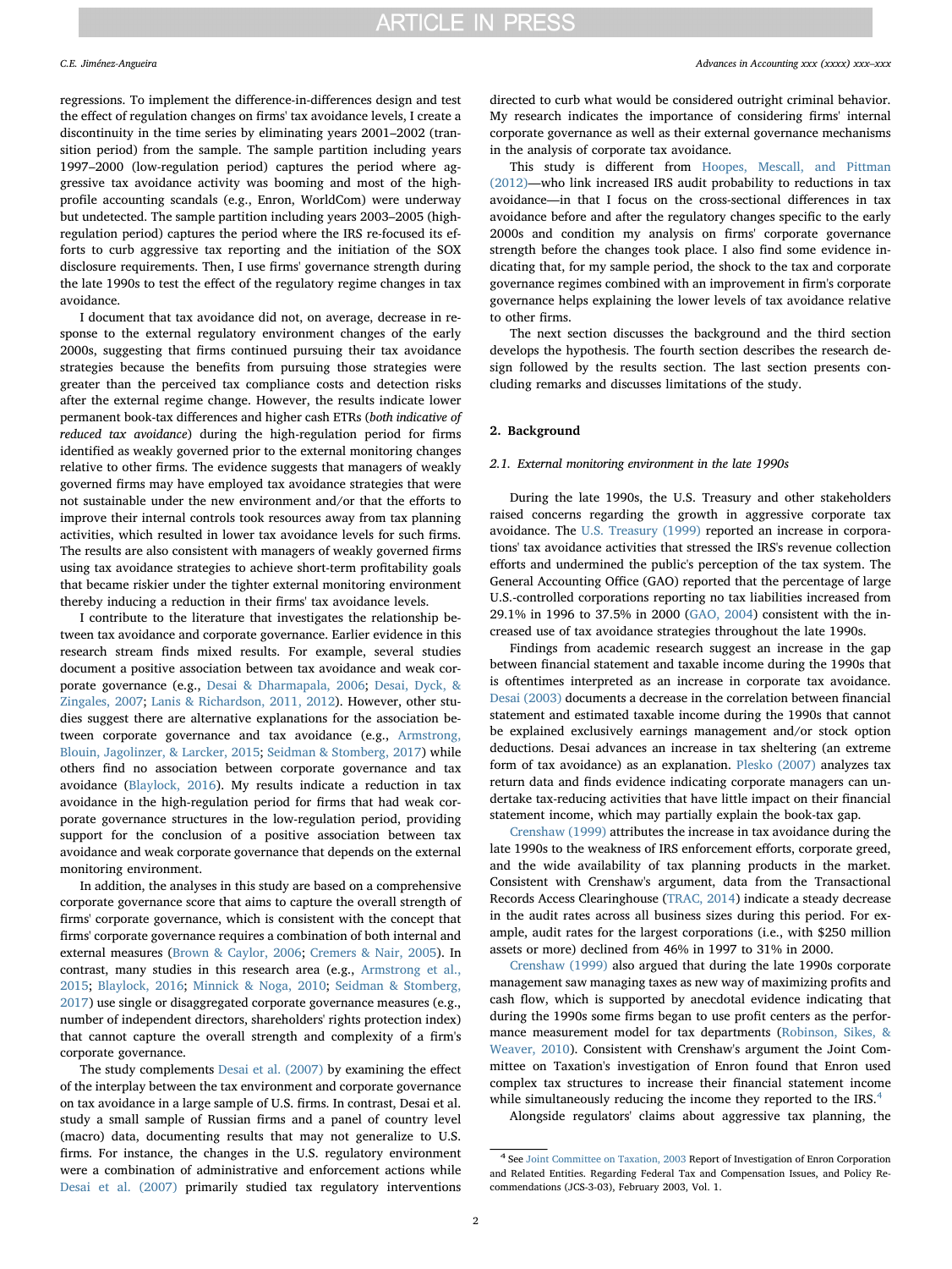regressions. To implement the difference-in-differences design and test the effect of regulation changes on firms' tax avoidance levels, I create a discontinuity in the time series by eliminating years 2001–2002 (transition period) from the sample. The sample partition including years 1997–2000 (low-regulation period) captures the period where aggressive tax avoidance activity was booming and most of the high-profile accounting scandals (e.g., Enron, WorldCom) were underway but undetected. The sample partition including years 2003–2005 (high-regulation period) captures the period where the IRS re-focused its efforts to curb aggressive tax reporting and the initiation of the SOX disclosure requirements. Then, I use firms' governance strength during the late 1990s to test the effect of the regulatory regime changes in tax avoidance.

I document that tax avoidance did not, on average, decrease in response to the external regulatory environment changes of the early 2000s, suggesting that firms continued pursuing their tax avoidance strategies because the benefits from pursuing those strategies were greater than the perceived tax compliance costs and detection risks after the external regime change. However, the results indicate lower permanent book-tax differences and higher cash ETRs (*both indicative of reduced tax avoidance*) during the high-regulation period for firms identified as weakly governed prior to the external monitoring changes relative to other firms. The evidence suggests that managers of weakly governed firms may have employed tax avoidance strategies that were not sustainable under the new environment and/or that the efforts to improve their internal controls took resources away from tax planning activities, which resulted in lower tax avoidance levels for such firms. The results are also consistent with managers of weakly governed firms using tax avoidance strategies to achieve short-term profitability goals that became riskier under the tighter external monitoring environment thereby inducing a reduction in their firms' tax avoidance levels.

I contribute to the literature that investigates the relationship between tax avoidance and corporate governance. Earlier evidence in this research stream finds mixed results. For example, several studies document a positive association between tax avoidance and weak corporate governance (e.g., Desai & Dharmapala, 2006; Desai, Dyck, & Zingales, 2007; Lanis & Richardson, 2011, 2012). However, other studies suggest there are alternative explanations for the association between corporate governance and tax avoidance (e.g., Armstrong, Blouin, Jagolinzer, & Larcker, 2015; Seidman & Stomberg, 2017) while others find no association between corporate governance and tax avoidance (Blaylock, 2016). My results indicate a reduction in tax avoidance in the high-regulation period for firms that had weak corporate governance structures in the low-regulation period, providing support for the conclusion of a positive association between tax avoidance and weak corporate governance that depends on the external monitoring environment.

In addition, the analyses in this study are based on a comprehensive corporate governance score that aims to capture the overall strength of firms' corporate governance, which is consistent with the concept that firms' corporate governance requires a combination of both internal and external measures (Brown & Caylor, 2006; Cremers & Nair, 2005). In contrast, many studies in this research area (e.g., Armstrong et al., 2015; Blaylock, 2016; Minnick & Noga, 2010; Seidman & Stomberg, 2017) use single or disaggregated corporate governance measures (e.g., number of independent directors, shareholders' rights protection index) that cannot capture the overall strength and complexity of a firm's corporate governance.

The study complements Desai et al. (2007) by examining the effect of the interplay between the tax environment and corporate governance on tax avoidance in a large sample of U.S. firms. In contrast, Desai et al. study a small sample of Russian firms and a panel of country level (macro) data, documenting results that may not generalize to U.S. firms. For instance, the changes in the U.S. regulatory environment were a combination of administrative and enforcement actions while Desai et al. (2007) primarily studied tax regulatory interventions directed to curb what would be considered outright criminal behavior. My research indicates the importance of considering firms' internal corporate governance as well as their external governance mechanisms in the analysis of corporate tax avoidance.

This study is different from Hoopes, Mescall, and Pittman (2012)—who link increased IRS audit probability to reductions in tax avoidance—in that I focus on the cross-sectional differences in tax avoidance before and after the regulatory changes specific to the early 2000s and condition my analysis on firms' corporate governance strength before the changes took place. I also find some evidence indicating that, for my sample period, the shock to the tax and corporate governance regimes combined with an improvement in firm's corporate governance helps explaining the lower levels of tax avoidance relative to other firms.

The next section discusses the background and the third section develops the hypothesis. The fourth section describes the research design followed by the results section. The last section presents concluding remarks and discusses limitations of the study.

## 2. Background

### 2.1. External monitoring environment in the late 1990s

During the late 1990s, the U.S. Treasury and other stakeholders raised concerns regarding the growth in aggressive corporate tax avoidance. The U.S. Treasury (1999) reported an increase in corporations' tax avoidance activities that stressed the IRS's revenue collection efforts and undermined the public's perception of the tax system. The General Accounting Office (GAO) reported that the percentage of large U.S.-controlled corporations reporting no tax liabilities increased from 29.1% in 1996 to 37.5% in 2000 (GAO, 2004) consistent with the increased use of tax avoidance strategies throughout the late 1990s.

Findings from academic research suggest an increase in the gap between financial statement and taxable income during the 1990s that is oftentimes interpreted as an increase in corporate tax avoidance. Desai (2003) documents a decrease in the correlation between financial statement and estimated taxable income during the 1990s that cannot be explained exclusively earnings management and/or stock option deductions. Desai advances an increase in tax sheltering (an extreme form of tax avoidance) as an explanation. Plesko (2007) analyzes tax return data and finds evidence indicating corporate managers can undertake tax-reducing activities that have little impact on their financial statement income, which may partially explain the book-tax gap.

Crenshaw (1999) attributes the increase in tax avoidance during the late 1990s to the weakness of IRS enforcement efforts, corporate greed, and the wide availability of tax planning products in the market. Consistent with Crenshaw's argument, data from the Transactional Records Access Clearinghouse (TRAC, 2014) indicate a steady decrease in the audit rates across all business sizes during this period. For example, audit rates for the largest corporations (i.e., with $250 million assets or more) declined from 46% in 1997 to 31% in 2000.

Crenshaw (1999) also argued that during the late 1990s corporate management saw managing taxes as new way of maximizing profits and cash flow, which is supported by anecdotal evidence indicating that during the 1990s some firms began to use profit centers as the performance measurement model for tax departments (Robinson, Sikes, & Weaver, 2010). Consistent with Crenshaw's argument the Joint Committee on Taxation's investigation of Enron found that Enron used complex tax structures to increase their financial statement income while simultaneously reducing the income they reported to the IRS.[4]

Alongside regulators' claims about aggressive tax planning, the

[4] See Joint Committee on Taxation, 2003 Report of Investigation of Enron Corporation and Related Entities. Regarding Federal Tax and Compensation Issues, and Policy Recommendations (JCS-3-03), February 2003, Vol. 1.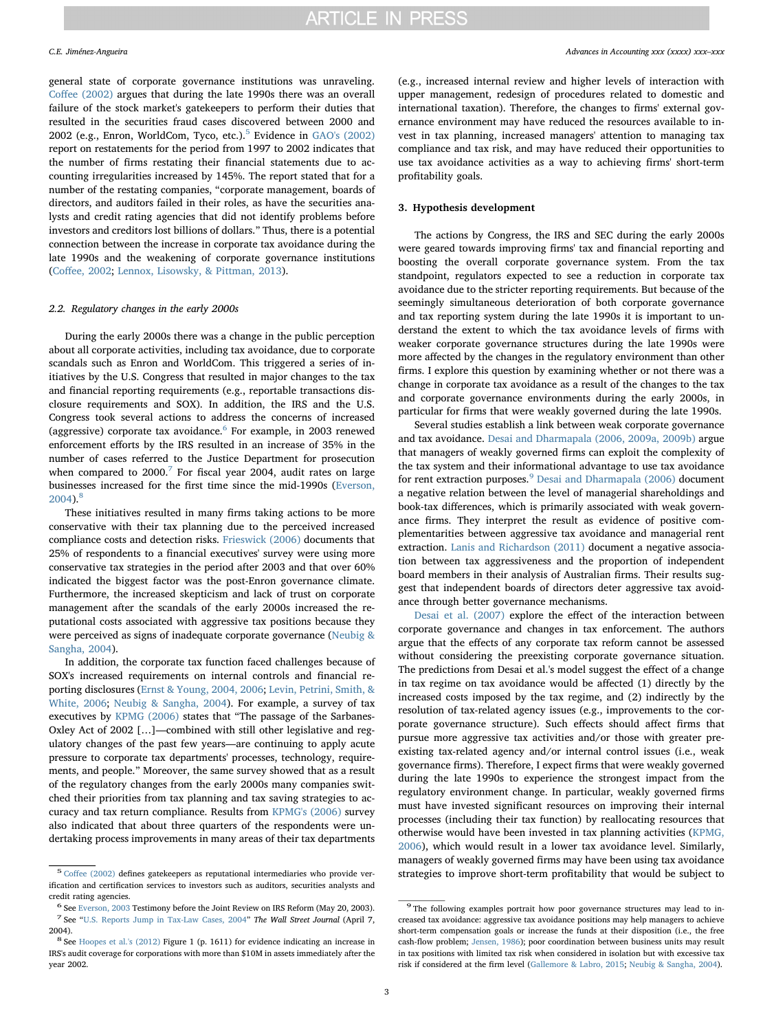general state of corporate governance institutions was unraveling. Coffee (2002) argues that during the late 1990s there was an overall failure of the stock market's gatekeepers to perform their duties that resulted in the securities fraud cases discovered between 2000 and 2002 (e.g., Enron, WorldCom, Tyco, etc.).[5] Evidence in GAO's (2002) report on restatements for the period from 1997 to 2002 indicates that the number of firms restating their financial statements due to accounting irregularities increased by 145%. The report stated that for a number of the restating companies, "corporate management, boards of directors, and auditors failed in their roles, as have the securities analysts and credit rating agencies that did not identify problems before investors and creditors lost billions of dollars." Thus, there is a potential connection between the increase in corporate tax avoidance during the late 1990s and the weakening of corporate governance institutions (Coffee, 2002; Lennox, Lisowsky, & Pittman, 2013).

### 2.2. Regulatory changes in the early 2000s

During the early 2000s there was a change in the public perception about all corporate activities, including tax avoidance, due to corporate scandals such as Enron and WorldCom. This triggered a series of initiatives by the U.S. Congress that resulted in major changes to the tax and financial reporting requirements (e.g., reportable transactions disclosure requirements and SOX). In addition, the IRS and the U.S. Congress took several actions to address the concerns of increased (aggressive) corporate tax avoidance.[6] For example, in 2003 renewed enforcement efforts by the IRS resulted in an increase of 35% in the number of cases referred to the Justice Department for prosecution when compared to 2000.[7] For fiscal year 2004, audit rates on large businesses increased for the first time since the mid-1990s (Everson, 2004).[8]

These initiatives resulted in many firms taking actions to be more conservative with their tax planning due to the perceived increased compliance costs and detection risks. Frieswick (2006) documents that 25% of respondents to a financial executives' survey were using more conservative tax strategies in the period after 2003 and that over 60% indicated the biggest factor was the post-Enron governance climate. Furthermore, the increased skepticism and lack of trust on corporate management after the scandals of the early 2000s increased the reputational costs associated with aggressive tax positions because they were perceived as signs of inadequate corporate governance (Neubig & Sangha, 2004).

In addition, the corporate tax function faced challenges because of SOX's increased requirements on internal controls and financial reporting disclosures (Ernst & Young, 2004, 2006; Levin, Petrini, Smith, & White, 2006; Neubig & Sangha, 2004). For example, a survey of tax executives by KPMG (2006) states that "The passage of the Sarbanes-Oxley Act of 2002 […]—combined with still other legislative and regulatory changes of the past few years—are continuing to apply acute pressure to corporate tax departments' processes, technology, requirements, and people." Moreover, the same survey showed that as a result of the regulatory changes from the early 2000s many companies switched their priorities from tax planning and tax saving strategies to accuracy and tax return compliance. Results from KPMG's (2006) survey also indicated that about three quarters of the respondents were undertaking process improvements in many areas of their tax departments (e.g., increased internal review and higher levels of interaction with upper management, redesign of procedures related to domestic and international taxation). Therefore, the changes to firms' external governance environment may have reduced the resources available to invest in tax planning, increased managers' attention to managing tax compliance and tax risk, and may have reduced their opportunities to use tax avoidance activities as a way to achieving firms' short-term profitability goals.

## 3. Hypothesis development

The actions by Congress, the IRS and SEC during the early 2000s were geared towards improving firms' tax and financial reporting and boosting the overall corporate governance system. From the tax standpoint, regulators expected to see a reduction in corporate tax avoidance due to the stricter reporting requirements. But because of the seemingly simultaneous deterioration of both corporate governance and tax reporting system during the late 1990s it is important to understand the extent to which the tax avoidance levels of firms with weaker corporate governance structures during the late 1990s were more affected by the changes in the regulatory environment than other firms. I explore this question by examining whether or not there was a change in corporate tax avoidance as a result of the changes to the tax and corporate governance environments during the early 2000s, in particular for firms that were weakly governed during the late 1990s.

Several studies establish a link between weak corporate governance and tax avoidance. Desai and Dharmapala (2006, 2009a, 2009b) argue that managers of weakly governed firms can exploit the complexity of the tax system and their informational advantage to use tax avoidance for rent extraction purposes.[9] Desai and Dharmapala (2006) document a negative relation between the level of managerial shareholdings and book-tax differences, which is primarily associated with weak governance firms. They interpret the result as evidence of positive complementarities between aggressive tax avoidance and managerial rent extraction. Lanis and Richardson (2011) document a negative association between tax aggressiveness and the proportion of independent board members in their analysis of Australian firms. Their results suggest that independent boards of directors deter aggressive tax avoidance through better governance mechanisms.

Desai et al. (2007) explore the effect of the interaction between corporate governance and changes in tax enforcement. The authors argue that the effects of any corporate tax reform cannot be assessed without considering the preexisting corporate governance situation. The predictions from Desai et al.'s model suggest the effect of a change in tax regime on tax avoidance would be affected (1) directly by the increased costs imposed by the tax regime, and (2) indirectly by the resolution of tax-related agency issues (e.g., improvements to the corporate governance structure). Such effects should affect firms that pursue more aggressive tax activities and/or those with greater preexisting tax-related agency and/or internal control issues (i.e., weak governance firms). Therefore, I expect firms that were weakly governed during the late 1990s to experience the strongest impact from the regulatory environment change. In particular, weakly governed firms must have invested significant resources on improving their internal processes (including their tax function) by reallocating resources that otherwise would have been invested in tax planning activities (KPMG, 2006), which would result in a lower tax avoidance level. Similarly, managers of weakly governed firms may have been using tax avoidance strategies to improve short-term profitability that would be subject to

---

[5] Coffee (2002) defines gatekeepers as reputational intermediaries who provide verification and certification services to investors such as auditors, securities analysts and credit rating agencies.

[6] See Everson, 2003 Testimony before the Joint Review on IRS Reform (May 20, 2003).

[7] See "U.S. Reports Jump in Tax-Law Cases, 2004" *The Wall Street Journal* (April 7, 2004).

[8] See Hoopes et al.'s (2012) Figure 1 (p. 1611) for evidence indicating an increase in IRS's audit coverage for corporations with more than $10M in assets immediately after the year 2002.

[9] The following examples portrait how poor governance structures may lead to increased tax avoidance: aggressive tax avoidance positions may help managers to achieve short-term compensation goals or increase the funds at their disposition (i.e., the free cash-flow problem; Jensen, 1986); poor coordination between business units may result in tax positions with limited tax risk when considered in isolation but with excessive tax risk if considered at the firm level (Gallemore & Labro, 2015; Neubig & Sangha, 2004).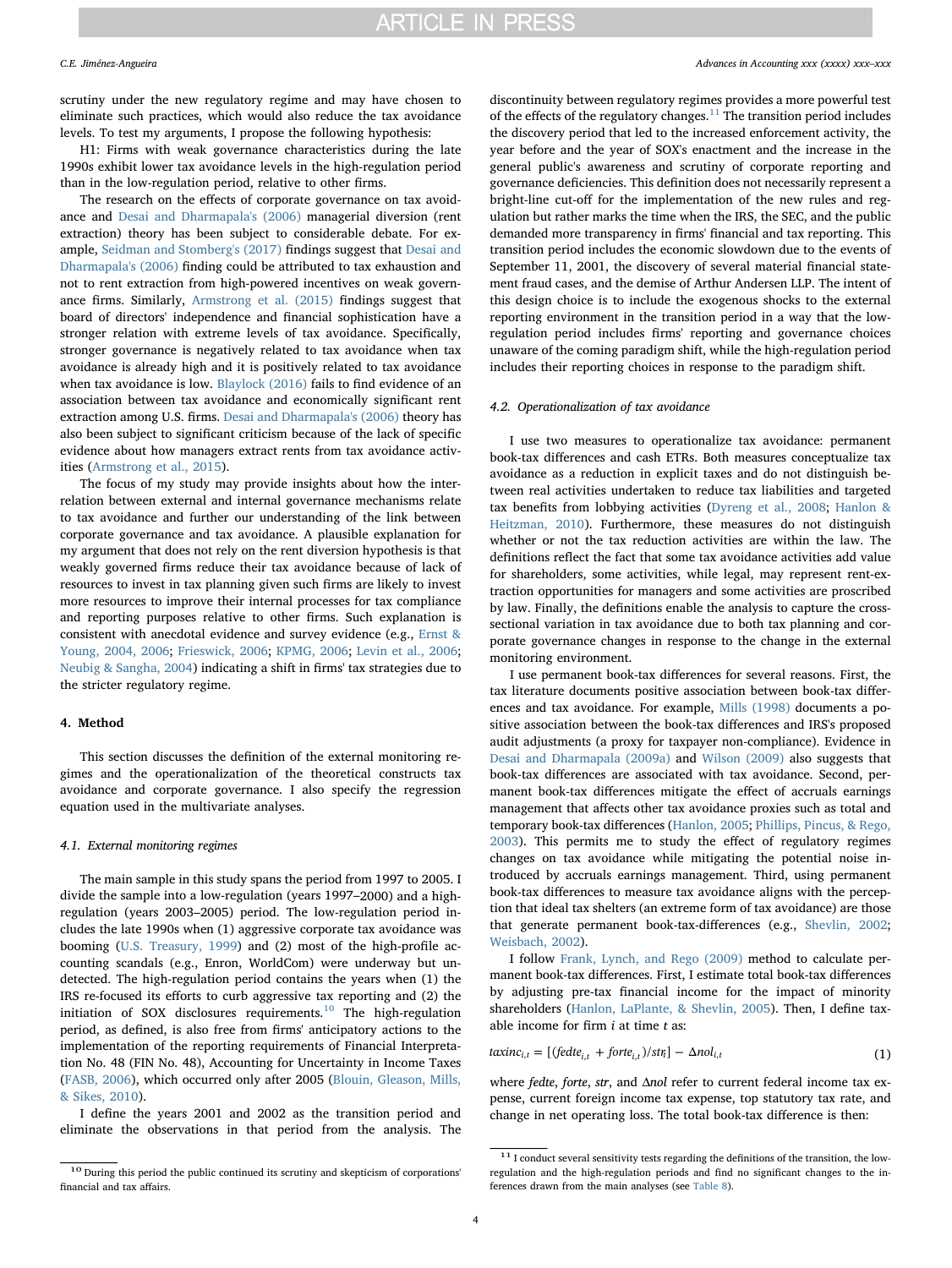scrutiny under the new regulatory regime and may have chosen to eliminate such practices, which would also reduce the tax avoidance levels. To test my arguments, I propose the following hypothesis:

H1: Firms with weak governance characteristics during the late 1990s exhibit lower tax avoidance levels in the high-regulation period than in the low-regulation period, relative to other firms.

The research on the effects of corporate governance on tax avoidance and Desai and Dharmapala's (2006) managerial diversion (rent extraction) theory has been subject to considerable debate. For example, Seidman and Stomberg's (2017) findings suggest that Desai and Dharmapala's (2006) finding could be attributed to tax exhaustion and not to rent extraction from high-powered incentives on weak governance firms. Similarly, Armstrong et al. (2015) findings suggest that board of directors' independence and financial sophistication have a stronger relation with extreme levels of tax avoidance. Specifically, stronger governance is negatively related to tax avoidance when tax avoidance is already high and it is positively related to tax avoidance when tax avoidance is low. Blaylock (2016) fails to find evidence of an association between tax avoidance and economically significant rent extraction among U.S. firms. Desai and Dharmapala's (2006) theory has also been subject to significant criticism because of the lack of specific evidence about how managers extract rents from tax avoidance activities (Armstrong et al., 2015).

The focus of my study may provide insights about how the interrelation between external and internal governance mechanisms relate to tax avoidance and further our understanding of the link between corporate governance and tax avoidance. A plausible explanation for my argument that does not rely on the rent diversion hypothesis is that weakly governed firms reduce their tax avoidance because of lack of resources to invest in tax planning given such firms are likely to invest more resources to improve their internal processes for tax compliance and reporting purposes relative to other firms. Such explanation is consistent with anecdotal evidence and survey evidence (e.g., Ernst & Young, 2004, 2006; Frieswick, 2006; KPMG, 2006; Levin et al., 2006; Neubig & Sangha, 2004) indicating a shift in firms' tax strategies due to the stricter regulatory regime.

## 4. Method

This section discusses the definition of the external monitoring regimes and the operationalization of the theoretical constructs tax avoidance and corporate governance. I also specify the regression equation used in the multivariate analyses.

### 4.1. External monitoring regimes

The main sample in this study spans the period from 1997 to 2005. I divide the sample into a low-regulation (years 1997–2000) and a high-regulation (years 2003–2005) period. The low-regulation period includes the late 1990s when (1) aggressive corporate tax avoidance was booming (U.S. Treasury, 1999) and (2) most of the high-profile accounting scandals (e.g., Enron, WorldCom) were underway but undetected. The high-regulation period contains the years when (1) the IRS re-focused its efforts to curb aggressive tax reporting and (2) the initiation of SOX disclosures requirements.[10] The high-regulation period, as defined, is also free from firms' anticipatory actions to the implementation of the reporting requirements of Financial Interpretation No. 48 (FIN No. 48), Accounting for Uncertainty in Income Taxes (FASB, 2006), which occurred only after 2005 (Blouin, Gleason, Mills, & Sikes, 2010).

I define the years 2001 and 2002 as the transition period and eliminate the observations in that period from the analysis. The discontinuity between regulatory regimes provides a more powerful test of the effects of the regulatory changes.[11] The transition period includes the discovery period that led to the increased enforcement activity, the year before and the year of SOX's enactment and the increase in the general public's awareness and scrutiny of corporate reporting and governance deficiencies. This definition does not necessarily represent a bright-line cut-off for the implementation of the new rules and regulation but rather marks the time when the IRS, the SEC, and the public demanded more transparency in firms' financial and tax reporting. This transition period includes the economic slowdown due to the events of September 11, 2001, the discovery of several material financial statement fraud cases, and the demise of Arthur Andersen LLP. The intent of this design choice is to include the exogenous shocks to the external reporting environment in the transition period in a way that the low-regulation period includes firms' reporting and governance choices unaware of the coming paradigm shift, while the high-regulation period includes their reporting choices in response to the paradigm shift.

### 4.2. Operationalization of tax avoidance

I use two measures to operationalize tax avoidance: permanent book-tax differences and cash ETRs. Both measures conceptualize tax avoidance as a reduction in explicit taxes and do not distinguish between real activities undertaken to reduce tax liabilities and targeted tax benefits from lobbying activities (Dyreng et al., 2008; Hanlon & Heitzman, 2010). Furthermore, these measures do not distinguish whether or not the tax reduction activities are within the law. The definitions reflect the fact that some tax avoidance activities add value for shareholders, some activities, while legal, may represent rent-extraction opportunities for managers and some activities are proscribed by law. Finally, the definitions enable the analysis to capture the cross-sectional variation in tax avoidance due to both tax planning and corporate governance changes in response to the change in the external monitoring environment.

I use permanent book-tax differences for several reasons. First, the tax literature documents positive association between book-tax differences and tax avoidance. For example, Mills (1998) documents a positive association between the book-tax differences and IRS's proposed audit adjustments (a proxy for taxpayer non-compliance). Evidence in Desai and Dharmapala (2009a) and Wilson (2009) also suggests that book-tax differences are associated with tax avoidance. Second, permanent book-tax differences mitigate the effect of accruals earnings management that affects other tax avoidance proxies such as total and temporary book-tax differences (Hanlon, 2005; Phillips, Pincus, & Rego, 2003). This permits me to study the effect of regulatory regimes changes on tax avoidance while mitigating the potential noise introduced by accruals earnings management. Third, using permanent book-tax differences to measure tax avoidance aligns with the perception that ideal tax shelters (an extreme form of tax avoidance) are those that generate permanent book-tax-differences (e.g., Shevlin, 2002; Weisbach, 2002).

I follow Frank, Lynch, and Rego (2009) method to calculate permanent book-tax differences. First, I estimate total book-tax differences by adjusting pre-tax financial income for the impact of minority shareholders (Hanlon, LaPlante, & Shevlin, 2005). Then, I define taxable income for firm $i$ at time $t$ as:

$$taxinc_{i,t} = [(fedte_{i,t} + forte_{i,t})/str_t] - \Delta nol_{i,t} \tag{1}$$

where *fedte*, *forte*, *str*, and $\Delta nol$ refer to current federal income tax expense, current foreign income tax expense, top statutory tax rate, and change in net operating loss. The total book-tax difference is then:

[10] During this period the public continued its scrutiny and skepticism of corporations' financial and tax affairs.

[11] I conduct several sensitivity tests regarding the definitions of the transition, the low-regulation and the high-regulation periods and find no significant changes to the inferences drawn from the main analyses (see Table 8).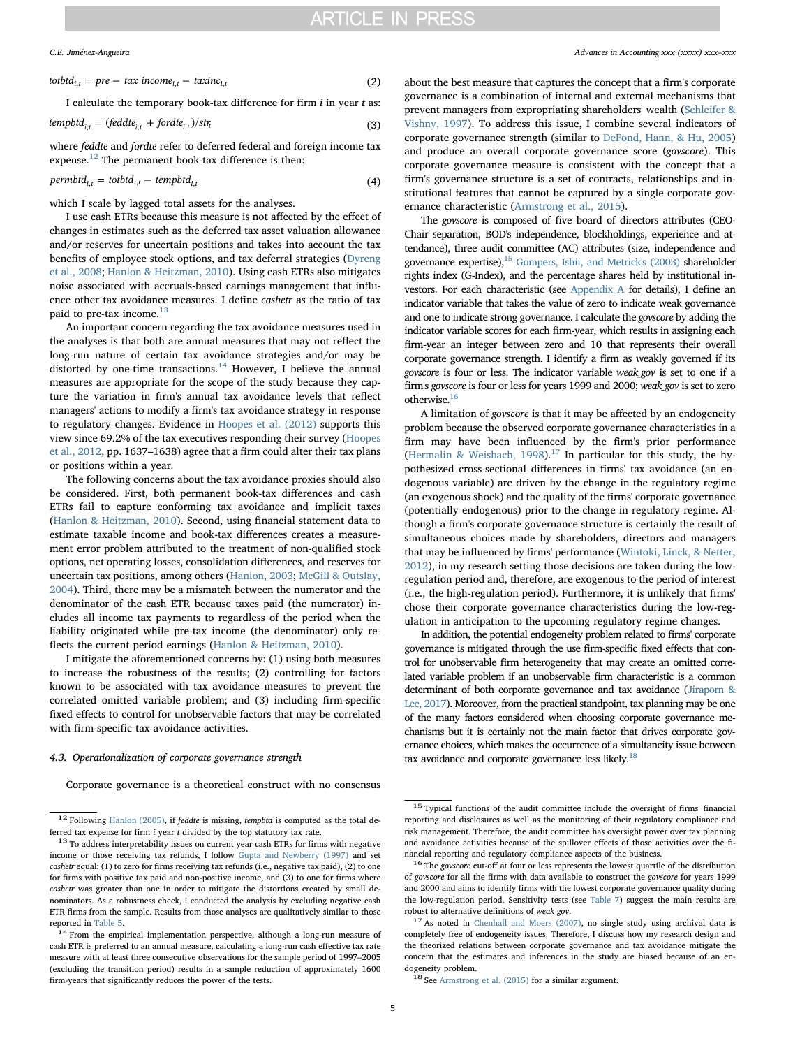$$totbtd_{i,t} = pre-tax\ income_{i,t} - taxinc_{i,t} \tag{2}$$

I calculate the temporary book-tax difference for firm *i* in year *t* as:

$$tempbtd_{i,t} = (feddte_{i,t} + fordte_{i,t})/str_t \tag{3}$$

where *feddte* and *fordte* refer to deferred federal and foreign income tax expense.[12] The permanent book-tax difference is then:

$$permbtd_{i,t} = totbtd_{i,t} - tempbtd_{i,t} \tag{4}$$

which I scale by lagged total assets for the analyses.

I use cash ETRs because this measure is not affected by the effect of changes in estimates such as the deferred tax asset valuation allowance and/or reserves for uncertain positions and takes into account the tax benefits of employee stock options, and tax deferral strategies (Dyreng et al., 2008; Hanlon & Heitzman, 2010). Using cash ETRs also mitigates noise associated with accruals-based earnings management that influence other tax avoidance measures. I define *cashetr* as the ratio of tax paid to pre-tax income.[13]

An important concern regarding the tax avoidance measures used in the analyses is that both are annual measures that may not reflect the long-run nature of certain tax avoidance strategies and/or may be distorted by one-time transactions.[14] However, I believe the annual measures are appropriate for the scope of the study because they capture the variation in firm's annual tax avoidance levels that reflect managers' actions to modify a firm's tax avoidance strategy in response to regulatory changes. Evidence in Hoopes et al. (2012) supports this view since 69.2% of the tax executives responding their survey (Hoopes et al., 2012, pp. 1637–1638) agree that a firm could alter their tax plans or positions within a year.

The following concerns about the tax avoidance proxies should also be considered. First, both permanent book-tax differences and cash ETRs fail to capture conforming tax avoidance and implicit taxes (Hanlon & Heitzman, 2010). Second, using financial statement data to estimate taxable income and book-tax differences creates a measurement error problem attributed to the treatment of non-qualified stock options, net operating losses, consolidation differences, and reserves for uncertain tax positions, among others (Hanlon, 2003; McGill & Outslay, 2004). Third, there may be a mismatch between the numerator and the denominator of the cash ETR because taxes paid (the numerator) includes all income tax payments to regardless of the period when the liability originated while pre-tax income (the denominator) only reflects the current period earnings (Hanlon & Heitzman, 2010).

I mitigate the aforementioned concerns by: (1) using both measures to increase the robustness of the results; (2) controlling for factors known to be associated with tax avoidance measures to prevent the correlated omitted variable problem; and (3) including firm-specific fixed effects to control for unobservable factors that may be correlated with firm-specific tax avoidance activities.

### 4.3. Operationalization of corporate governance strength

Corporate governance is a theoretical construct with no consensus about the best measure that captures the concept that a firm's corporate governance is a combination of internal and external mechanisms that prevent managers from expropriating shareholders' wealth (Schleifer & Vishny, 1997). To address this issue, I combine several indicators of corporate governance strength (similar to DeFond, Hann, & Hu, 2005) and produce an overall corporate governance score (*govscore*). This corporate governance measure is consistent with the concept that a firm's governance structure is a set of contracts, relationships and institutional features that cannot be captured by a single corporate governance characteristic (Armstrong et al., 2015).

The *govscore* is composed of five board of directors attributes (CEO-Chair separation, BOD's independence, blockholdings, experience and attendance), three audit committee (AC) attributes (size, independence and governance expertise),[15] Gompers, Ishii, and Metrick's (2003) shareholder rights index (G-Index), and the percentage shares held by institutional investors. For each characteristic (see Appendix A for details), I define an indicator variable that takes the value of zero to indicate weak governance and one to indicate strong governance. I calculate the *govscore* by adding the indicator variable scores for each firm-year, which results in assigning each firm-year an integer between zero and 10 that represents their overall corporate governance strength. I identify a firm as weakly governed if its *govscore* is four or less. The indicator variable *weak_gov* is set to one if a firm's *govscore* is four or less for years 1999 and 2000; *weak_gov* is set to zero otherwise.[16]

A limitation of *govscore* is that it may be affected by an endogeneity problem because the observed corporate governance characteristics in a firm may have been influenced by the firm's prior performance (Hermalin & Weisbach, 1998).[17] In particular for this study, the hypothesized cross-sectional differences in firms' tax avoidance (an endogenous variable) are driven by the change in the regulatory regime (an exogenous shock) and the quality of the firms' corporate governance (potentially endogenous) prior to the change in regulatory regime. Although a firm's corporate governance structure is certainly the result of simultaneous choices made by shareholders, directors and managers that may be influenced by firms' performance (Wintoki, Linck, & Netter, 2012), in my research setting those decisions are taken during the low-regulation period and, therefore, are exogenous to the period of interest (i.e., the high-regulation period). Furthermore, it is unlikely that firms' chose their corporate governance characteristics during the low-regulation period in anticipation to the upcoming regulatory regime changes.

In addition, the potential endogeneity problem related to firms' corporate governance is mitigated through the use firm-specific fixed effects that control for unobservable firm heterogeneity that may create an omitted correlated variable problem if an unobservable firm characteristic is a common determinant of both corporate governance and tax avoidance (Jiraporn & Lee, 2017). Moreover, from the practical standpoint, tax planning may be one of the many factors considered when choosing corporate governance mechanisms but it is certainly not the main factor that drives corporate governance choices, which makes the occurrence of a simultaneity issue between tax avoidance and corporate governance less likely.[18]

---

[12] Following Hanlon (2005), if *feddte* is missing, *tempbtd* is computed as the total deferred tax expense for firm *i* year *t* divided by the top statutory tax rate.

[13] To address interpretability issues on current year cash ETRs for firms with negative income or those receiving tax refunds, I follow Gupta and Newberry (1997) and set *cashetr* equal: (1) to zero for firms receiving tax refunds (i.e., negative tax paid), (2) to one for firms with positive tax paid and non-positive income, and (3) to one for firms where *cashetr* was greater than one in order to mitigate the distortions created by small denominators. As a robustness check, I conducted the analysis by excluding negative cash ETR firms from the sample. Results from those analyses are qualitatively similar to those reported in Table 5.

[14] From the empirical implementation perspective, although a long-run measure of cash ETR is preferred to an annual measure, calculating a long-run cash effective tax rate measure with at least three consecutive observations for the sample period of 1997–2005 (excluding the transition period) results in a sample reduction of approximately 1600 firm-years that significantly reduces the power of the tests.

[15] Typical functions of the audit committee include the oversight of firms' financial reporting and disclosures as well as the monitoring of their regulatory compliance and risk management. Therefore, the audit committee has oversight power over tax planning and avoidance activities because of the spillover effects of those activities over the financial reporting and regulatory compliance aspects of the business.

[16] The *govscore* cut-off at four or less represents the lowest quartile of the distribution of *govscore* for all the firms with data available to construct the *govscore* for years 1999 and 2000 and aims to identify firms with the lowest corporate governance quality during the low-regulation period. Sensitivity tests (see Table 7) suggest the main results are robust to alternative definitions of *weak_gov*.

[17] As noted in Chenhall and Moers (2007), no single study using archival data is completely free of endogeneity issues. Therefore, I discuss how my research design and the theorized relations between corporate governance and tax avoidance mitigate the concern that the estimates and inferences in the study are biased because of an endogeneity problem.

[18] See Armstrong et al. (2015) for a similar argument.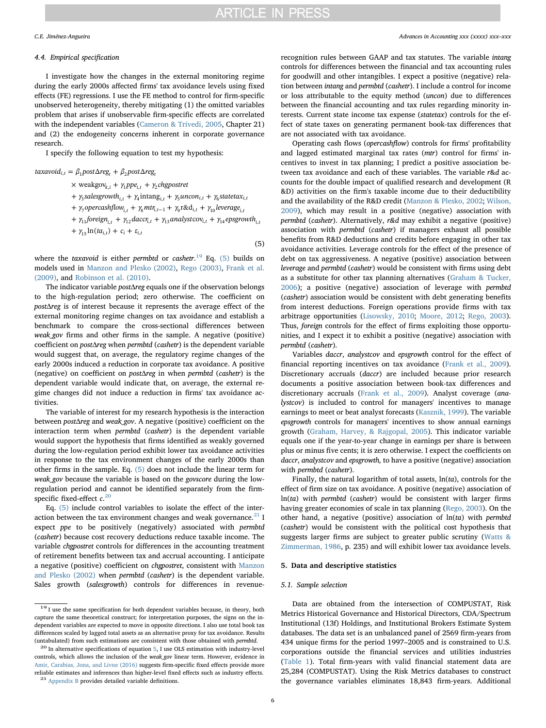### 4.4. Empirical specification

I investigate how the changes in the external monitoring regime during the early 2000s affected firms' tax avoidance levels using fixed effects (FE) regressions. I use the FE method to control for firm-specific unobserved heterogeneity, thereby mitigating (1) the omitted variables problem that arises if unobservable firm-specific effects are correlated with the independent variables (Cameron & Trivedi, 2005, Chapter 21) and (2) the endogeneity concerns inherent in corporate governance research.

I specify the following equation to test my hypothesis:

$$
\begin{aligned}
taxavoid_{i,t} = {} & \beta_1 post\Delta reg_t + \beta_2 post\Delta reg_t \\
& \times weakgov_{k,i} + \gamma_1 ppe_{i,t} + \gamma_2 chgpostret \\
& + \gamma_3 salesgrowth_{i,t} + \gamma_4 intang_{i,t} + \gamma_5 uncon_{i,t} + \gamma_6 statetax_{i,t} \\
& + \gamma_7 opercashflow_{i,t} + \gamma_8 mtr_{i,t-1} + \gamma_9 r\&d_{i,t} + \gamma_{10} leverage_{i,t} \\
& + \gamma_{11} foreign_{i,t} + \gamma_{12} daccr_{i,t} + \gamma_{13} analystcov_{i,t} + \gamma_{14} epsgrowth_{i,t} \\
& + \gamma_{15} \ln(ta_{i,t}) + c_i + \varepsilon_{i,t}
\end{aligned}
\tag{5}
$$

where the *taxavoid* is either *permbtd* or *cashetr*.[19] Eq. (5) builds on models used in Manzon and Plesko (2002), Rego (2003), Frank et al. (2009), and Robinson et al. (2010).

The indicator variable *post∆reg* equals one if the observation belongs to the high-regulation period; zero otherwise. The coefficient on *post∆reg* is of interest because it represents the average effect of the external monitoring regime changes on tax avoidance and establish a benchmark to compare the cross-sectional differences between *weak_gov* firms and other firms in the sample. A negative (positive) coefficient on *post∆reg* when *permbtd* (*cashetr*) is the dependent variable would suggest that, on average, the regulatory regime changes of the early 2000s induced a reduction in corporate tax avoidance. A positive (negative) on coefficient on *post∆reg* in when *permbtd* (*cashetr*) is the dependent variable would indicate that, on average, the external regime changes did not induce a reduction in firms' tax avoidance activities.

The variable of interest for my research hypothesis is the interaction between *post∆reg* and *weak_gov*. A negative (positive) coefficient on the interaction term when *permbtd* (*cashetr*) is the dependent variable would support the hypothesis that firms identified as weakly governed during the low-regulation period exhibit lower tax avoidance activities in response to the tax environment changes of the early 2000s than other firms in the sample. Eq. (5) does not include the linear term for *weak_gov* because the variable is based on the *govscore* during the low-regulation period and cannot be identified separately from the firm-specific fixed-effect *c*.[20]

Eq. (5) include control variables to isolate the effect of the interaction between the tax environment changes and weak governance.[21] I expect *ppe* to be positively (negatively) associated with *permbtd* (*cashetr*) because cost recovery deductions reduce taxable income. The variable *chgpostret* controls for differences in the accounting treatment of retirement benefits between tax and accrual accounting. I anticipate a negative (positive) coefficient on *chgpostret*, consistent with Manzon and Plesko (2002) when *permbtd* (*cashetr*) is the dependent variable. Sales growth (*salesgrowth*) controls for differences in revenue-recognition rules between GAAP and tax statutes. The variable *intang* controls for differences between the financial and tax accounting rules for goodwill and other intangibles. I expect a positive (negative) relation between *intang* and *permbtd* (*cashetr*). I include a control for income or loss attributable to the equity method (*uncon*) due to differences between the financial accounting and tax rules regarding minority interests. Current state income tax expense (*statetax*) controls for the effect of state taxes on generating permanent book-tax differences that are not associated with tax avoidance.

Operating cash flows (*opercashflow*) controls for firms' profitability and lagged estimated marginal tax rates (*mtr*) control for firms' incentives to invest in tax planning; I predict a positive association between tax avoidance and each of these variables. The variable *r&d* accounts for the double impact of qualified research and development (R &D) activities on the firm's taxable income due to their deductibility and the availability of the R&D credit (Manzon & Plesko, 2002; Wilson, 2009), which may result in a positive (negative) association with *permbtd* (*cashetr*). Alternatively, *r&d* may exhibit a negative (positive) association with *permbtd* (*cashetr*) if managers exhaust all possible benefits from R&D deductions and credits before engaging in other tax avoidance activities. Leverage controls for the effect of the presence of debt on tax aggressiveness. A negative (positive) association between *leverage* and *permbtd* (*cashetr*) would be consistent with firms using debt as a substitute for other tax planning alternatives (Graham & Tucker, 2006); a positive (negative) association of leverage with *permbtd* (*cashetr*) association would be consistent with debt generating benefits from interest deductions. Foreign operations provide firms with tax arbitrage opportunities (Lisowsky, 2010; Moore, 2012; Rego, 2003). Thus, *foreign* controls for the effect of firms exploiting those opportunities, and I expect it to exhibit a positive (negative) association with *permbtd* (*cashetr*).

Variables *daccr*, *analystcov* and *epsgrowth* control for the effect of financial reporting incentives on tax avoidance (Frank et al., 2009). Discretionary accruals (*daccr*) are included because prior research documents a positive association between book-tax differences and discretionary accruals (Frank et al., 2009). Analyst coverage (*analystcov*) is included to control for managers' incentives to manage earnings to meet or beat analyst forecasts (Kasznik, 1999). The variable *epsgrowth* controls for managers' incentives to show annual earnings growth (Graham, Harvey, & Rajgopal, 2005). This indicator variable equals one if the year-to-year change in earnings per share is between plus or minus five cents; it is zero otherwise. I expect the coefficients on *daccr*, *analystcov* and *epsgrowth,* to have a positive (negative) association with *permbtd* (*cashetr*).

Finally, the natural logarithm of total assets, ln(*ta*), controls for the effect of firm size on tax avoidance. A positive (negative) association of ln(*ta*) with *permbtd* (*cashetr*) would be consistent with larger firms having greater economies of scale in tax planning (Rego, 2003). On the other hand, a negative (positive) association of ln(*ta*) with *permbtd* (*cashetr*) would be consistent with the political cost hypothesis that suggests larger firms are subject to greater public scrutiny (Watts & Zimmerman, 1986, p. 235) and will exhibit lower tax avoidance levels.

## 5. Data and descriptive statistics

### 5.1. Sample selection

Data are obtained from the intersection of COMPUSTAT, Risk Metrics Historical Governance and Historical Directors, CDA/Spectrum Institutional (13f) Holdings, and Institutional Brokers Estimate System databases. The data set is an unbalanced panel of 2569 firm-years from 434 unique firms for the period 1997–2005 and is constrained to U.S. corporations outside the financial services and utilities industries (Table 1). Total firm-years with valid financial statement data are 25,284 (COMPUSTAT). Using the Risk Metrics databases to construct the governance variables eliminates 18,843 firm-years. Additional

---

[19] I use the same specification for both dependent variables because, in theory, both capture the same theoretical construct; for interpretation purposes, the signs on the independent variables are expected to move in opposite directions. I also use total book tax differences scaled by lagged total assets as an alternative proxy for tax avoidance. Results (untabulated) from such estimations are consistent with those obtained with *permbtd*.

[20] In alternative specifications of equation 5, I use OLS estimation with industry-level controls, which allows the inclusion of the *weak_gov* linear term. However, evidence in Amir, Carabias, Jona, and Livne (2016) suggests firm-specific fixed effects provide more reliable estimates and inferences than higher-level fixed effects such as industry effects.

[21] Appendix B provides detailed variable definitions.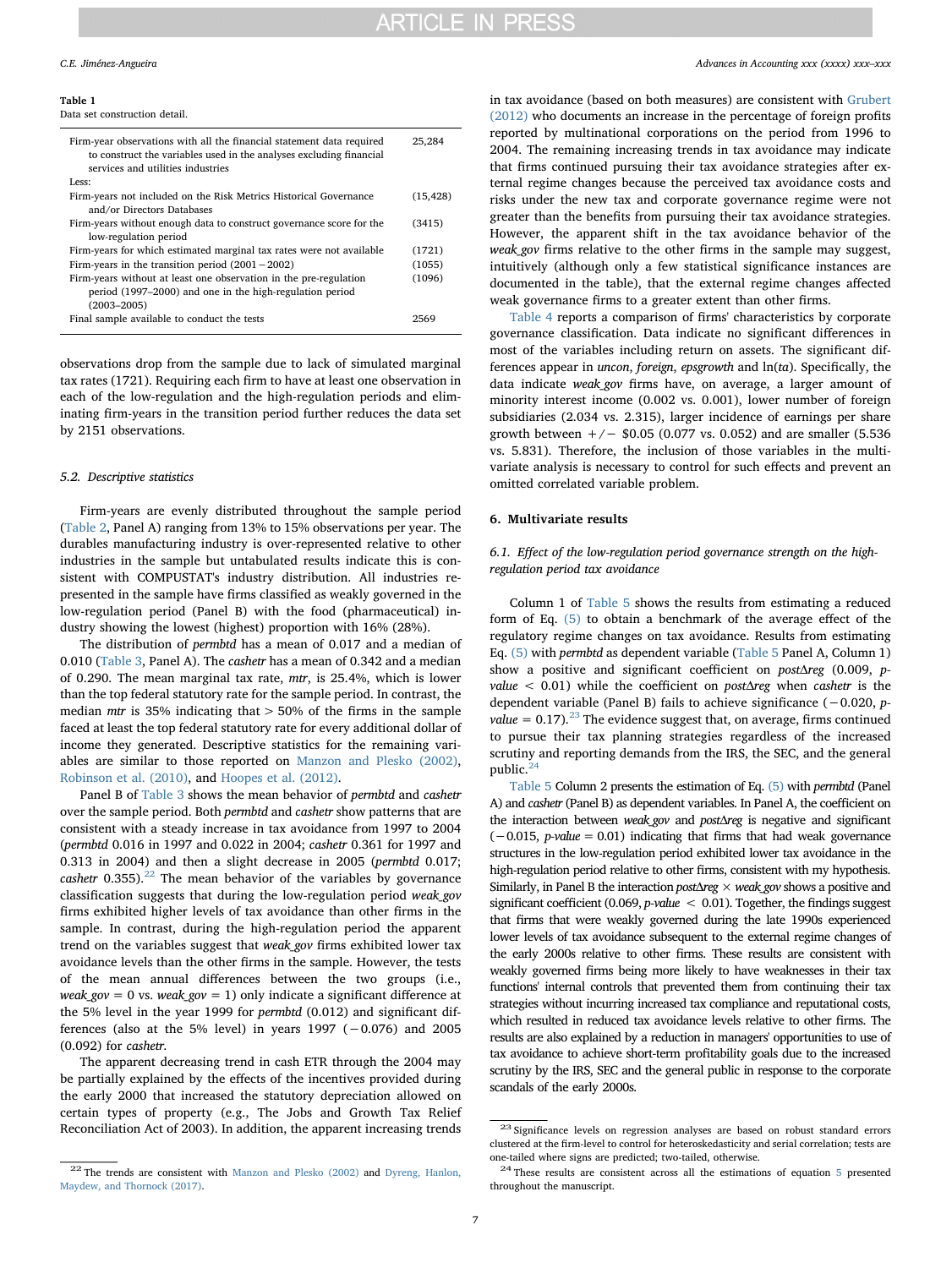**Table 1**
Data set construction detail.

| | |
|---|---|
| Firm-year observations with all the financial statement data required to construct the variables used in the analyses excluding financial services and utilities industries | 25,284 |
| Less: | |
| Firm-years not included on the Risk Metrics Historical Governance and/or Directors Databases | (15,428) |
| Firm-years without enough data to construct governance score for the low-regulation period | (3415) |
| Firm-years for which estimated marginal tax rates were not available | (1721) |
| Firm-years in the transition period (2001 − 2002) | (1055) |
| Firm-years without at least one observation in the pre-regulation period (1997–2000) and one in the high-regulation period (2003–2005) | (1096) |
| Final sample available to conduct the tests | 2569 |

observations drop from the sample due to lack of simulated marginal tax rates (1721). Requiring each firm to have at least one observation in each of the low-regulation and the high-regulation periods and eliminating firm-years in the transition period further reduces the data set by 2151 observations.

### 5.2. Descriptive statistics

Firm-years are evenly distributed throughout the sample period (Table 2, Panel A) ranging from 13% to 15% observations per year. The durables manufacturing industry is over-represented relative to other industries in the sample but untabulated results indicate this is consistent with COMPUSTAT's industry distribution. All industries represented in the sample have firms classified as weakly governed in the low-regulation period (Panel B) with the food (pharmaceutical) industry showing the lowest (highest) proportion with 16% (28%).

The distribution of *permbtd* has a mean of 0.017 and a median of 0.010 (Table 3, Panel A). The *cashetr* has a mean of 0.342 and a median of 0.290. The mean marginal tax rate, *mtr*, is 25.4%, which is lower than the top federal statutory rate for the sample period. In contrast, the median *mtr* is 35% indicating that > 50% of the firms in the sample faced at least the top federal statutory rate for every additional dollar of income they generated. Descriptive statistics for the remaining variables are similar to those reported on Manzon and Plesko (2002), Robinson et al. (2010), and Hoopes et al. (2012).

Panel B of Table 3 shows the mean behavior of *permbtd* and *cashetr* over the sample period. Both *permbtd* and *cashetr* show patterns that are consistent with a steady increase in tax avoidance from 1997 to 2004 (*permbtd* 0.016 in 1997 and 0.022 in 2004; *cashetr* 0.361 for 1997 and 0.313 in 2004) and then a slight decrease in 2005 (*permbtd* 0.017; *cashetr* 0.355).[22] The mean behavior of the variables by governance classification suggests that during the low-regulation period *weak_gov* firms exhibited higher levels of tax avoidance than other firms in the sample. In contrast, during the high-regulation period the apparent trend on the variables suggest that *weak_gov* firms exhibited lower tax avoidance levels than the other firms in the sample. However, the tests of the mean annual differences between the two groups (i.e., *weak_gov* = 0 vs. *weak_gov* = 1) only indicate a significant difference at the 5% level in the year 1999 for *permbtd* (0.012) and significant differences (also at the 5% level) in years 1997 (−0.076) and 2005 (0.092) for *cashetr*.

The apparent decreasing trend in cash ETR through the 2004 may be partially explained by the effects of the incentives provided during the early 2000 that increased the statutory depreciation allowed on certain types of property (e.g., The Jobs and Growth Tax Relief Reconciliation Act of 2003). In addition, the apparent increasing trends in tax avoidance (based on both measures) are consistent with Grubert (2012) who documents an increase in the percentage of foreign profits reported by multinational corporations on the period from 1996 to 2004. The remaining increasing trends in tax avoidance may indicate that firms continued pursuing their tax avoidance strategies after external regime changes because the perceived tax avoidance costs and risks under the new tax and corporate governance regime were not greater than the benefits from pursuing their tax avoidance strategies. However, the apparent shift in the tax avoidance behavior of the *weak_gov* firms relative to the other firms in the sample may suggest, intuitively (although only a few statistical significance instances are documented in the table), that the external regime changes affected weak governance firms to a greater extent than other firms.

Table 4 reports a comparison of firms' characteristics by corporate governance classification. Data indicate no significant differences in most of the variables including return on assets. The significant differences appear in *uncon*, *foreign*, *epsgrowth* and ln(*ta*). Specifically, the data indicate *weak_gov* firms have, on average, a larger amount of minority interest income (0.002 vs. 0.001), lower number of foreign subsidiaries (2.034 vs. 2.315), larger incidence of earnings per share growth between +/− \$0.05 (0.077 vs. 0.052) and are smaller (5.536 vs. 5.831). Therefore, the inclusion of those variables in the multivariate analysis is necessary to control for such effects and prevent an omitted correlated variable problem.

## 6. Multivariate results

### 6.1. Effect of the low-regulation period governance strength on the high-regulation period tax avoidance

Column 1 of Table 5 shows the results from estimating a reduced form of Eq. (5) to obtain a benchmark of the average effect of the regulatory regime changes on tax avoidance. Results from estimating Eq. (5) with *permbtd* as dependent variable (Table 5 Panel A, Column 1) show a positive and significant coefficient on *post*Δ*reg* (0.009, *p-value* < 0.01) while the coefficient on *post*Δ*reg* when *cashetr* is the dependent variable (Panel B) fails to achieve significance (−0.020, *p-value* = 0.17).[23] The evidence suggest that, on average, firms continued to pursue their tax planning strategies regardless of the increased scrutiny and reporting demands from the IRS, the SEC, and the general public.[24]

Table 5 Column 2 presents the estimation of Eq. (5) with *permbtd* (Panel A) and *cashetr* (Panel B) as dependent variables. In Panel A, the coefficient on the interaction between *weak_gov* and *post*Δ*reg* is negative and significant (−0.015, *p-value* = 0.01) indicating that firms that had weak governance structures in the low-regulation period exhibited lower tax avoidance in the high-regulation period relative to other firms, consistent with my hypothesis. Similarly, in Panel B the interaction *post*Δ*reg* × *weak_gov* shows a positive and significant coefficient (0.069, *p-value* < 0.01). Together, the findings suggest that firms that were weakly governed during the late 1990s experienced lower levels of tax avoidance subsequent to the external regime changes of the early 2000s relative to other firms. These results are consistent with weakly governed firms being more likely to have weaknesses in their tax functions' internal controls that prevented them from continuing their tax strategies without incurring increased tax compliance and reputational costs, which resulted in reduced tax avoidance levels relative to other firms. The results are also explained by a reduction in managers' opportunities to use of tax avoidance to achieve short-term profitability goals due to the increased scrutiny by the IRS, SEC and the general public in response to the corporate scandals of the early 2000s.

---

[22] The trends are consistent with Manzon and Plesko (2002) and Dyreng, Hanlon, Maydew, and Thornock (2017).

[23] Significance levels on regression analyses are based on robust standard errors clustered at the firm-level to control for heteroskedasticity and serial correlation; tests are one-tailed where signs are predicted; two-tailed, otherwise.

[24] These results are consistent across all the estimations of equation 5 presented throughout the manuscript.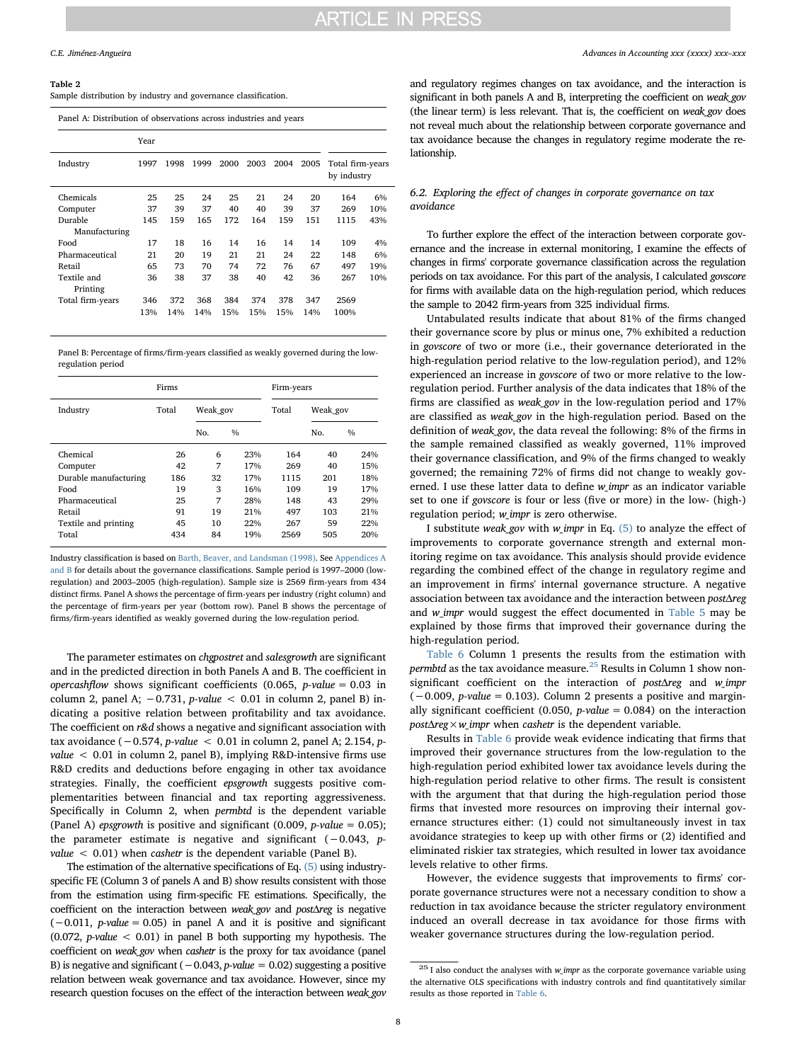**Table 2**
Sample distribution by industry and governance classification.

Panel A: Distribution of observations across industries and years

| Industry | 1997 | 1998 | 1999 | 2000 | 2003 | 2004 | 2005 | Total firm-years by industry | |
|---|---|---|---|---|---|---|---|---|---|
| Chemicals | 25 | 25 | 24 | 25 | 21 | 24 | 20 | 164 | 6% |
| Computer | 37 | 39 | 37 | 40 | 40 | 39 | 37 | 269 | 10% |
| Durable Manufacturing | 145 | 159 | 165 | 172 | 164 | 159 | 151 | 1115 | 43% |
| Food | 17 | 18 | 16 | 14 | 16 | 14 | 14 | 109 | 4% |
| Pharmaceutical | 21 | 20 | 19 | 21 | 21 | 24 | 22 | 148 | 6% |
| Retail | 65 | 73 | 70 | 74 | 72 | 76 | 67 | 497 | 19% |
| Textile and Printing | 36 | 38 | 37 | 38 | 40 | 42 | 36 | 267 | 10% |
| Total firm-years | 346 | 372 | 368 | 384 | 374 | 378 | 347 | 2569 | |
| | 13% | 14% | 14% | 15% | 15% | 15% | 14% | 100% | |

Panel B: Percentage of firms/firm-years classified as weakly governed during the low-regulation period

| Industry | Firms Total | Weak_gov No. | Weak_gov % | Firm-years Total | Weak_gov No. | Weak_gov % |
|---|---|---|---|---|---|---|
| Chemical | 26 | 6 | 23% | 164 | 40 | 24% |
| Computer | 42 | 7 | 17% | 269 | 40 | 15% |
| Durable manufacturing | 186 | 32 | 17% | 1115 | 201 | 18% |
| Food | 19 | 3 | 16% | 109 | 19 | 17% |
| Pharmaceutical | 25 | 7 | 28% | 148 | 43 | 29% |
| Retail | 91 | 19 | 21% | 497 | 103 | 21% |
| Textile and printing | 45 | 10 | 22% | 267 | 59 | 22% |
| Total | 434 | 84 | 19% | 2569 | 505 | 20% |

Industry classification is based on Barth, Beaver, and Landsman (1998). See Appendices A and B for details about the governance classifications. Sample period is 1997–2000 (low-regulation) and 2003–2005 (high-regulation). Sample size is 2569 firm-years from 434 distinct firms. Panel A shows the percentage of firm-years per industry (right column) and the percentage of firm-years per year (bottom row). Panel B shows the percentage of firms/firm-years identified as weakly governed during the low-regulation period.

The parameter estimates on *chgpostret* and *salesgrowth* are significant and in the predicted direction in both Panels A and B. The coefficient in *opercashflow* shows significant coefficients (0.065, *p-value* = 0.03 in column 2, panel A; −0.731, *p-value* < 0.01 in column 2, panel B) indicating a positive relation between profitability and tax avoidance. The coefficient on *r&d* shows a negative and significant association with tax avoidance (−0.574, *p-value* < 0.01 in column 2, panel A; 2.154, *p-value* < 0.01 in column 2, panel B), implying R&D-intensive firms use R&D credits and deductions before engaging in other tax avoidance strategies. Finally, the coefficient *epsgrowth* suggests positive complementarities between financial and tax reporting aggressiveness. Specifically in Column 2, when *permbtd* is the dependent variable (Panel A) *epsgrowth* is positive and significant (0.009, *p-value* = 0.05); the parameter estimate is negative and significant (−0.043, *p-value* < 0.01) when *cashetr* is the dependent variable (Panel B).

The estimation of the alternative specifications of Eq. (5) using industry-specific FE (Column 3 of panels A and B) show results consistent with those from the estimation using firm-specific FE estimations. Specifically, the coefficient on the interaction between *weak_gov* and *post∆reg* is negative (−0.011, *p-value* = 0.05) in panel A and it is positive and significant (0.072, *p-value* < 0.01) in panel B both supporting my hypothesis. The coefficient on *weak_gov* when *cashetr* is the proxy for tax avoidance (panel B) is negative and significant (−0.043, *p-value* = 0.02) suggesting a positive relation between weak governance and tax avoidance. However, since my research question focuses on the effect of the interaction between *weak_gov* and regulatory regimes changes on tax avoidance, and the interaction is significant in both panels A and B, interpreting the coefficient on *weak_gov* (the linear term) is less relevant. That is, the coefficient on *weak_gov* does not reveal much about the relationship between corporate governance and tax avoidance because the changes in regulatory regime moderate the relationship.

### 6.2. Exploring the effect of changes in corporate governance on tax avoidance

To further explore the effect of the interaction between corporate governance and the increase in external monitoring, I examine the effects of changes in firms' corporate governance classification across the regulation periods on tax avoidance. For this part of the analysis, I calculated *govscore* for firms with available data on the high-regulation period, which reduces the sample to 2042 firm-years from 325 individual firms.

Untabulated results indicate that about 81% of the firms changed their governance score by plus or minus one, 7% exhibited a reduction in *govscore* of two or more (i.e., their governance deteriorated in the high-regulation period relative to the low-regulation period), and 12% experienced an increase in *govscore* of two or more relative to the low-regulation period. Further analysis of the data indicates that 18% of the firms are classified as *weak_gov* in the low-regulation period and 17% are classified as *weak_gov* in the high-regulation period. Based on the definition of *weak_gov*, the data reveal the following: 8% of the firms in the sample remained classified as weakly governed, 11% improved their governance classification, and 9% of the firms changed to weakly governed; the remaining 72% of firms did not change to weakly governed. I use these latter data to define *w_impr* as an indicator variable set to one if *govscore* is four or less (five or more) in the low- (high-) regulation period; *w_impr* is zero otherwise.

I substitute *weak_gov* with *w_impr* in Eq. (5) to analyze the effect of improvements to corporate governance strength and external monitoring regime on tax avoidance. This analysis should provide evidence regarding the combined effect of the change in regulatory regime and an improvement in firms' internal governance structure. A negative association between tax avoidance and the interaction between *post∆reg* and *w_impr* would suggest the effect documented in Table 5 may be explained by those firms that improved their governance during the high-regulation period.

Table 6 Column 1 presents the results from the estimation with *permbtd* as the tax avoidance measure.[25] Results in Column 1 show non-significant coefficient on the interaction of *post∆reg* and *w_impr* (−0.009, *p-value* = 0.103). Column 2 presents a positive and marginally significant coefficient (0.050, *p-value* = 0.084) on the interaction *post∆reg*×*w_impr* when *cashetr* is the dependent variable.

Results in Table 6 provide weak evidence indicating that firms that improved their governance structures from the low-regulation to the high-regulation period exhibited lower tax avoidance levels during the high-regulation period relative to other firms. The result is consistent with the argument that that during the high-regulation period those firms that invested more resources on improving their internal governance structures either: (1) could not simultaneously invest in tax avoidance strategies to keep up with other firms or (2) identified and eliminated riskier tax strategies, which resulted in lower tax avoidance levels relative to other firms.

However, the evidence suggests that improvements to firms' corporate governance structures were not a necessary condition to show a reduction in tax avoidance because the stricter regulatory environment induced an overall decrease in tax avoidance for those firms with weaker governance structures during the low-regulation period.

[25] I also conduct the analyses with *w_impr* as the corporate governance variable using the alternative OLS specifications with industry controls and find quantitatively similar results as those reported in Table 6.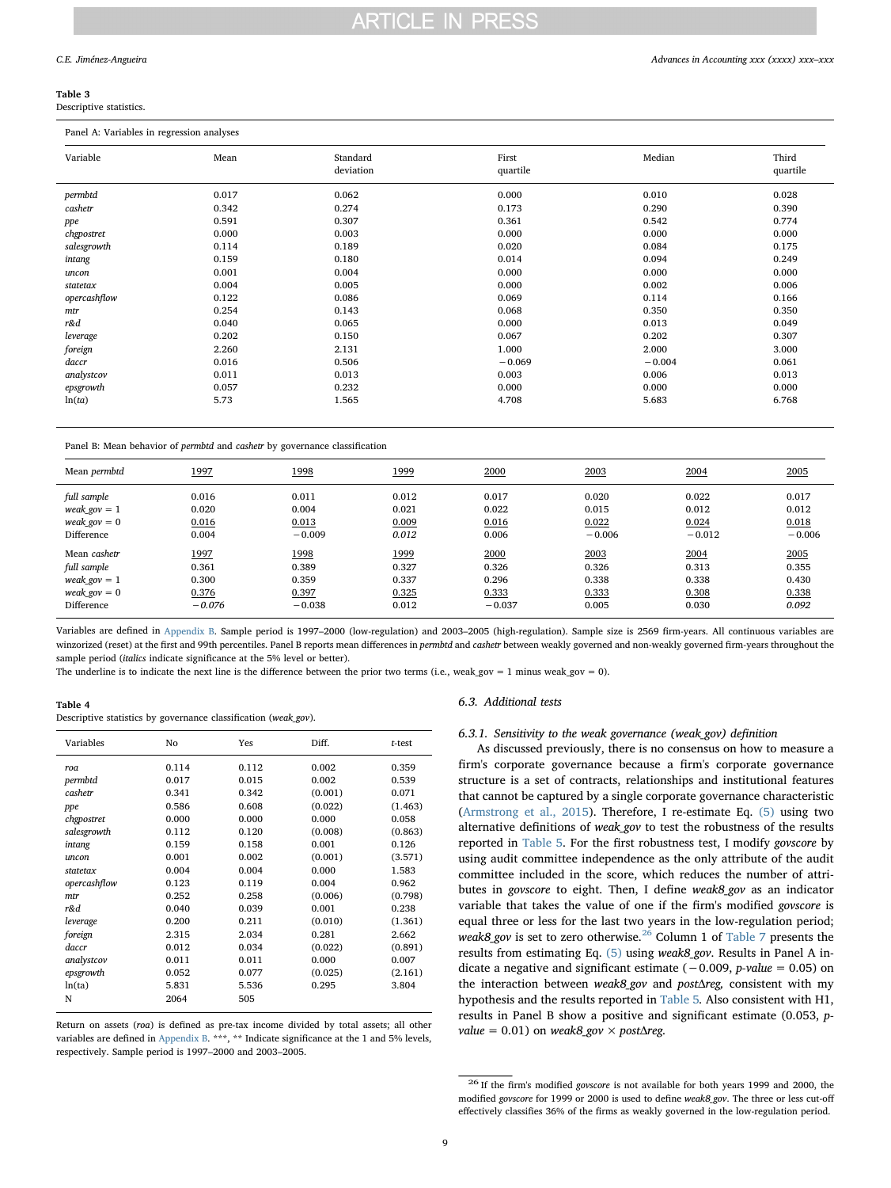**Table 3**
Descriptive statistics.

Panel A: Variables in regression analyses

| Variable | Mean | Standard deviation | First quartile | Median | Third quartile |
|---|---|---|---|---|---|
| *permbtd* | 0.017 | 0.062 | 0.000 | 0.010 | 0.028 |
| *cashetr* | 0.342 | 0.274 | 0.173 | 0.290 | 0.390 |
| *ppe* | 0.591 | 0.307 | 0.361 | 0.542 | 0.774 |
| *chgpostret* | 0.000 | 0.003 | 0.000 | 0.000 | 0.000 |
| *salesgrowth* | 0.114 | 0.189 | 0.020 | 0.084 | 0.175 |
| *intang* | 0.159 | 0.180 | 0.014 | 0.094 | 0.249 |
| *uncon* | 0.001 | 0.004 | 0.000 | 0.000 | 0.000 |
| *statetax* | 0.004 | 0.005 | 0.000 | 0.002 | 0.006 |
| *opercashflow* | 0.122 | 0.086 | 0.069 | 0.114 | 0.166 |
| *mtr* | 0.254 | 0.143 | 0.068 | 0.350 | 0.350 |
| *r&d* | 0.040 | 0.065 | 0.000 | 0.013 | 0.049 |
| *leverage* | 0.202 | 0.150 | 0.067 | 0.202 | 0.307 |
| *foreign* | 2.260 | 2.131 | 1.000 | 2.000 | 3.000 |
| *daccr* | 0.016 | 0.506 | −0.069 | −0.004 | 0.061 |
| *analystcov* | 0.011 | 0.013 | 0.003 | 0.006 | 0.013 |
| *epsgrowth* | 0.057 | 0.232 | 0.000 | 0.000 | 0.000 |
| ln(*ta*) | 5.73 | 1.565 | 4.708 | 5.683 | 6.768 |

Panel B: Mean behavior of *permbtd* and *cashetr* by governance classification

| Mean *permbtd* | 1997 | 1998 | 1999 | 2000 | 2003 | 2004 | 2005 |
|---|---|---|---|---|---|---|---|
| *full sample* | 0.016 | 0.011 | 0.012 | 0.017 | 0.020 | 0.022 | 0.017 |
| *weak_gov* = 1 | 0.020 | 0.004 | 0.021 | 0.022 | 0.015 | 0.012 | 0.012 |
| *weak_gov* = 0 | 0.016 | 0.013 | 0.009 | 0.016 | 0.022 | 0.024 | 0.018 |
| Difference | 0.004 | −0.009 | *0.012* | 0.006 | −0.006 | −0.012 | −0.006 |
| **Mean *cashetr*** | **1997** | **1998** | **1999** | **2000** | **2003** | **2004** | **2005** |
| *full sample* | 0.361 | 0.389 | 0.327 | 0.326 | 0.326 | 0.313 | 0.355 |
| *weak_gov* = 1 | 0.300 | 0.359 | 0.337 | 0.296 | 0.338 | 0.338 | 0.430 |
| *weak_gov* = 0 | 0.376 | 0.397 | 0.325 | 0.333 | 0.333 | 0.308 | 0.338 |
| Difference | *−0.076* | −0.038 | 0.012 | −0.037 | 0.005 | 0.030 | *0.092* |

Variables are defined in Appendix B. Sample period is 1997–2000 (low-regulation) and 2003–2005 (high-regulation). Sample size is 2569 firm-years. All continuous variables are winzorized (reset) at the first and 99th percentiles. Panel B reports mean differences in *permbtd* and *cashetr* between weakly governed and non-weakly governed firm-years throughout the sample period (*italics* indicate significance at the 5% level or better).
The underline is to indicate the next line is the difference between the prior two terms (i.e., weak_gov = 1 minus weak_gov = 0).

**Table 4**
Descriptive statistics by governance classification (*weak_gov*).

| Variables | No | Yes | Diff. | *t*-test |
|---|---|---|---|---|
| *roa* | 0.114 | 0.112 | 0.002 | 0.359 |
| *permbtd* | 0.017 | 0.015 | 0.002 | 0.539 |
| *cashetr* | 0.341 | 0.342 | (0.001) | 0.071 |
| *ppe* | 0.586 | 0.608 | (0.022) | (1.463) |
| *chgpostret* | 0.000 | 0.000 | 0.000 | 0.058 |
| *salesgrowth* | 0.112 | 0.120 | (0.008) | (0.863) |
| *intang* | 0.159 | 0.158 | 0.001 | 0.126 |
| *uncon* | 0.001 | 0.002 | (0.001) | (3.571) |
| *statetax* | 0.004 | 0.004 | 0.000 | 1.583 |
| *opercashflow* | 0.123 | 0.119 | 0.004 | 0.962 |
| *mtr* | 0.252 | 0.258 | (0.006) | (0.798) |
| *r&d* | 0.040 | 0.039 | 0.001 | 0.238 |
| *leverage* | 0.200 | 0.211 | (0.010) | (1.361) |
| *foreign* | 2.315 | 2.034 | 0.281 | 2.662 |
| *daccr* | 0.012 | 0.034 | (0.022) | (0.891) |
| *analystcov* | 0.011 | 0.011 | 0.000 | 0.007 |
| *epsgrowth* | 0.052 | 0.077 | (0.025) | (2.161) |
| ln(ta) | 5.831 | 5.536 | 0.295 | 3.804 |
| N | 2064 | 505 | | |

Return on assets (*roa*) is defined as pre-tax income divided by total assets; all other variables are defined in Appendix B. ***, ** Indicate significance at the 1 and 5% levels, respectively. Sample period is 1997–2000 and 2003–2005.

### 6.3. Additional tests

#### 6.3.1. Sensitivity to the weak governance (weak_gov) definition

As discussed previously, there is no consensus on how to measure a firm's corporate governance because a firm's corporate governance structure is a set of contracts, relationships and institutional features that cannot be captured by a single corporate governance characteristic (Armstrong et al., 2015). Therefore, I re-estimate Eq. (5) using two alternative definitions of *weak_gov* to test the robustness of the results reported in Table 5. For the first robustness test, I modify *govscore* by using audit committee independence as the only attribute of the audit committee included in the score, which reduces the number of attributes in *govscore* to eight. Then, I define *weak8_gov* as an indicator variable that takes the value of one if the firm's modified *govscore* is equal three or less for the last two years in the low-regulation period; *weak8_gov* is set to zero otherwise.[26] Column 1 of Table 7 presents the results from estimating Eq. (5) using *weak8_gov*. Results in Panel A indicate a negative and significant estimate (−0.009, *p-value* = 0.05) on the interaction between *weak8_gov* and *postΔreg,* consistent with my hypothesis and the results reported in Table 5. Also consistent with H1, results in Panel B show a positive and significant estimate (0.053, *p-value* = 0.01) on *weak8_gov* × *postΔreg*.

[26] If the firm's modified *govscore* is not available for both years 1999 and 2000, the modified *govscore* for 1999 or 2000 is used to define *weak8_gov*. The three or less cut-off effectively classifies 36% of the firms as weakly governed in the low-regulation period.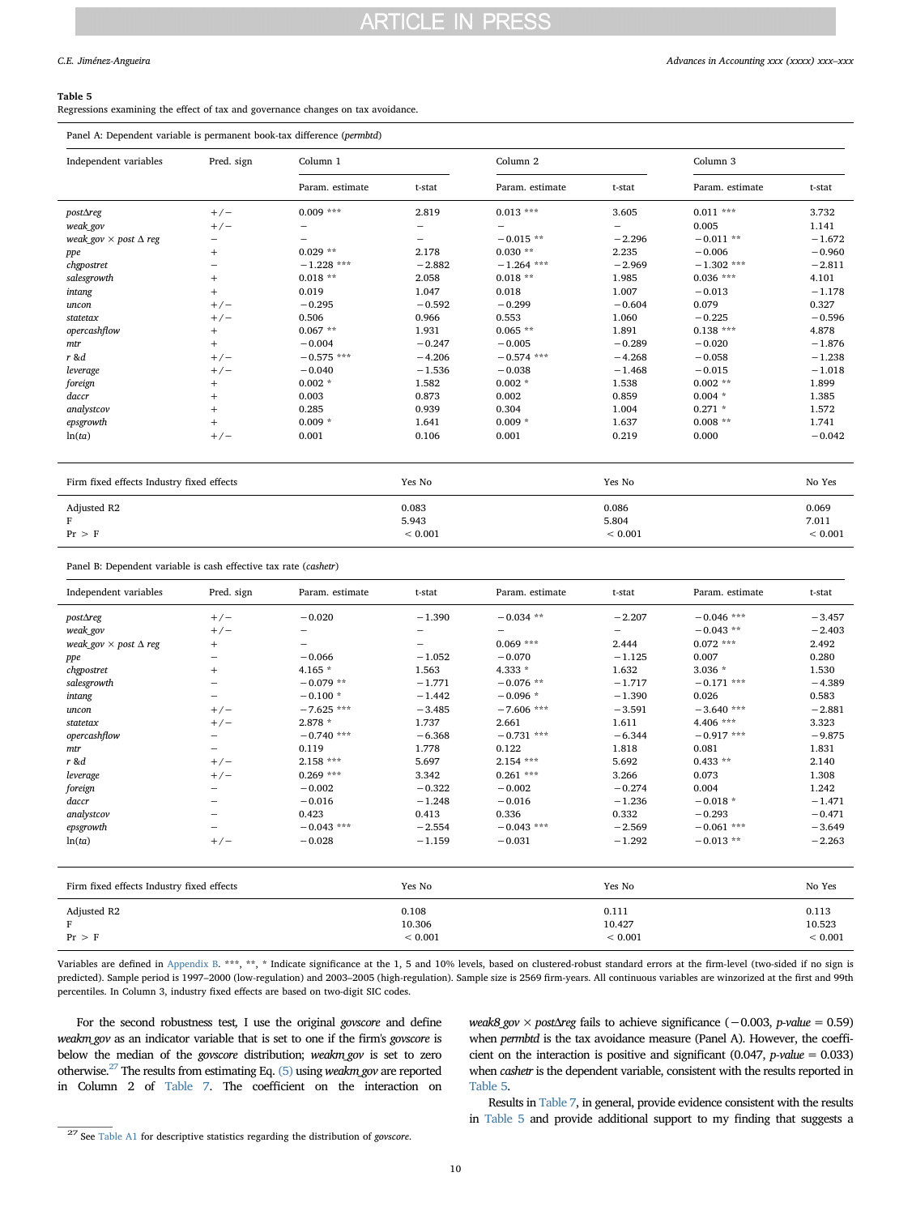**Table 5**
Regressions examining the effect of tax and governance changes on tax avoidance.

Panel A: Dependent variable is permanent book-tax difference (*permbtd*)

| Independent variables | Pred. sign | Column 1 | | Column 2 | | Column 3 | |
|---|---|---|---|---|---|---|---|
| | | Param. estimate | t-stat | Param. estimate | t-stat | Param. estimate | t-stat |
| *post*Δ*reg* | +/− | 0.009 *** | 2.819 | 0.013 *** | 3.605 | 0.011 *** | 3.732 |
| *weak_gov* | +/− | – | – | – | – | 0.005 | 1.141 |
| *weak_gov* × *post* Δ *reg* | − | – | – | −0.015 ** | −2.296 | −0.011 ** | −1.672 |
| *ppe* | + | 0.029 ** | 2.178 | 0.030 ** | 2.235 | −0.006 | −0.960 |
| *chgpostret* | − | −1.228 *** | −2.882 | −1.264 *** | −2.969 | −1.302 *** | −2.811 |
| *salesgrowth* | + | 0.018 ** | 2.058 | 0.018 ** | 1.985 | 0.036 *** | 4.101 |
| *intang* | + | 0.019 | 1.047 | 0.018 | 1.007 | −0.013 | −1.178 |
| *uncon* | +/− | −0.295 | −0.592 | −0.299 | −0.604 | 0.079 | 0.327 |
| *statetax* | +/− | 0.506 | 0.966 | 0.553 | 1.060 | −0.225 | −0.596 |
| *opercashflow* | + | 0.067 ** | 1.931 | 0.065 ** | 1.891 | 0.138 *** | 4.878 |
| *mtr* | + | −0.004 | −0.247 | −0.005 | −0.289 | −0.020 | −1.876 |
| *r* &*d* | +/− | −0.575 *** | −4.206 | −0.574 *** | −4.268 | −0.058 | −1.238 |
| *leverage* | +/− | −0.040 | −1.536 | −0.038 | −1.468 | −0.015 | −1.018 |
| *foreign* | + | 0.002 * | 1.582 | 0.002 * | 1.538 | 0.002 ** | 1.899 |
| *daccr* | + | 0.003 | 0.873 | 0.002 | 0.859 | 0.004 * | 1.385 |
| *analystcov* | + | 0.285 | 0.939 | 0.304 | 1.004 | 0.271 * | 1.572 |
| *epsgrowth* | + | 0.009 * | 1.641 | 0.009 * | 1.637 | 0.008 ** | 1.741 |
| ln(*ta*) | +/− | 0.001 | 0.106 | 0.001 | 0.219 | 0.000 | −0.042 |
| Firm fixed effects Industry fixed effects | | | Yes No | | Yes No | | No Yes |
| Adjusted R2 | | | 0.083 | | 0.086 | | 0.069 |
| F | | | 5.943 | | 5.804 | | 7.011 |
| Pr > F | | | < 0.001 | | < 0.001 | | < 0.001 |

Panel B: Dependent variable is cash effective tax rate (*cashetr*)

| Independent variables | Pred. sign | Param. estimate | t-stat | Param. estimate | t-stat | Param. estimate | t-stat |
|---|---|---|---|---|---|---|---|
| *post*Δ*reg* | +/− | −0.020 | −1.390 | −0.034 ** | −2.207 | −0.046 *** | −3.457 |
| *weak_gov* | +/− | – | – | – | – | −0.043 ** | −2.403 |
| *weak_gov* × *post* Δ *reg* | + | – | – | 0.069 *** | 2.444 | 0.072 *** | 2.492 |
| *ppe* | − | −0.066 | −1.052 | −0.070 | −1.125 | 0.007 | 0.280 |
| *chgpostret* | + | 4.165 * | 1.563 | 4.333 * | 1.632 | 3.036 * | 1.530 |
| *salesgrowth* | − | −0.079 ** | −1.771 | −0.076 ** | −1.717 | −0.171 *** | −4.389 |
| *intang* | − | −0.100 * | −1.442 | −0.096 * | −1.390 | 0.026 | 0.583 |
| *uncon* | +/− | −7.625 *** | −3.485 | −7.606 *** | −3.591 | −3.640 *** | −2.881 |
| *statetax* | +/− | 2.878 * | 1.737 | 2.661 | 1.611 | 4.406 *** | 3.323 |
| *opercashflow* | − | −0.740 *** | −6.368 | −0.731 *** | −6.344 | −0.917 *** | −9.875 |
| *mtr* | − | 0.119 | 1.778 | 0.122 | 1.818 | 0.081 | 1.831 |
| *r* &*d* | +/− | 2.158 *** | 5.697 | 2.154 *** | 5.692 | 0.433 ** | 2.140 |
| *leverage* | +/− | 0.269 *** | 3.342 | 0.261 *** | 3.266 | 0.073 | 1.308 |
| *foreign* | − | −0.002 | −0.322 | −0.002 | −0.274 | 0.004 | 1.242 |
| *daccr* | − | −0.016 | −1.248 | −0.016 | −1.236 | −0.018 * | −1.471 |
| *analystcov* | − | 0.423 | 0.413 | 0.336 | 0.332 | −0.293 | −0.471 |
| *epsgrowth* | − | −0.043 *** | −2.554 | −0.043 *** | −2.569 | −0.061 *** | −3.649 |
| ln(*ta*) | +/− | −0.028 | −1.159 | −0.031 | −1.292 | −0.013 ** | −2.263 |
| Firm fixed effects Industry fixed effects | | | Yes No | | Yes No | | No Yes |
| Adjusted R2 | | | 0.108 | | 0.111 | | 0.113 |
| F | | | 10.306 | | 10.427 | | 10.523 |
| Pr > F | | | < 0.001 | | < 0.001 | | < 0.001 |

Variables are defined in Appendix B. ***, **, * Indicate significance at the 1, 5 and 10% levels, based on clustered-robust standard errors at the firm-level (two-sided if no sign is predicted). Sample period is 1997–2000 (low-regulation) and 2003–2005 (high-regulation). Sample size is 2569 firm-years. All continuous variables are winzorized at the first and 99th percentiles. In Column 3, industry fixed effects are based on two-digit SIC codes.

For the second robustness test, I use the original *govscore* and define *weakm_gov* as an indicator variable that is set to one if the firm's *govscore* is below the median of the *govscore* distribution; *weakm_gov* is set to zero otherwise.[27] The results from estimating Eq. (5) using *weakm_gov* are reported in Column 2 of Table 7. The coefficient on the interaction on *weak8_gov* × *post*Δ*reg* fails to achieve significance (−0.003, *p-value* = 0.59) when *permbtd* is the tax avoidance measure (Panel A). However, the coefficient on the interaction is positive and significant (0.047, *p-value* = 0.033) when *cashetr* is the dependent variable, consistent with the results reported in Table 5.

Results in Table 7, in general, provide evidence consistent with the results in Table 5 and provide additional support to my finding that suggests a

[27] See Table A1 for descriptive statistics regarding the distribution of *govscore*.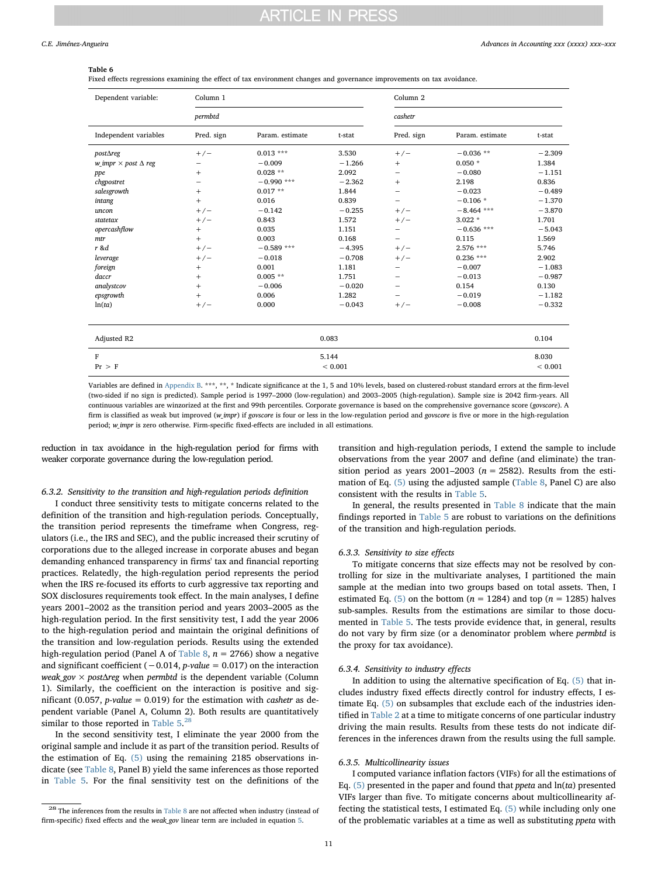**Table 6**

Fixed effects regressions examining the effect of tax environment changes and governance improvements on tax avoidance.

| Dependent variable: | Column 1 | | | Column 2 | | |
|---|---|---|---|---|---|---|
| | *permbtd* | | | *cashetr* | | |
| Independent variables | Pred. sign | Param. estimate | t-stat | Pred. sign | Param. estimate | t-stat |
| *postΔreg* | +/− | 0.013 *** | 3.530 | +/− | −0.036 ** | −2.309 |
| *w_impr* × *post* Δ *reg* | − | −0.009 | −1.266 | + | 0.050 * | 1.384 |
| *ppe* | + | 0.028 ** | 2.092 | − | −0.080 | −1.151 |
| *chgpostret* | − | −0.990 *** | −2.362 | + | 2.198 | 0.836 |
| *salesgrowth* | + | 0.017 ** | 1.844 | − | −0.023 | −0.489 |
| *intang* | + | 0.016 | 0.839 | − | −0.106 * | −1.370 |
| *uncon* | +/− | −0.142 | −0.255 | +/− | −8.464 *** | −3.870 |
| *statetax* | +/− | 0.843 | 1.572 | +/− | 3.022 * | 1.701 |
| *opercashflow* | + | 0.035 | 1.151 | − | −0.636 *** | −5.043 |
| *mtr* | + | 0.003 | 0.168 | − | 0.115 | 1.569 |
| *r &d* | +/− | −0.589 *** | −4.395 | +/− | 2.576 *** | 5.746 |
| *leverage* | +/− | −0.018 | −0.708 | +/− | 0.236 *** | 2.902 |
| *foreign* | + | 0.001 | 1.181 | − | −0.007 | −1.083 |
| *daccr* | + | 0.005 ** | 1.751 | − | −0.013 | −0.987 |
| *analystcov* | + | −0.006 | −0.020 | − | 0.154 | 0.130 |
| *epsgrowth* | + | 0.006 | 1.282 | − | −0.019 | −1.182 |
| ln(*ta*) | +/− | 0.000 | −0.043 | +/− | −0.008 | −0.332 |
| Adjusted R2 | | 0.083 | | | 0.104 | |
| F | | 5.144 | | | 8.030 | |
| Pr > F | | < 0.001 | | | < 0.001 | |

Variables are defined in Appendix B. ***, **, * Indicate significance at the 1, 5 and 10% levels, based on clustered-robust standard errors at the firm-level (two-sided if no sign is predicted). Sample period is 1997–2000 (low-regulation) and 2003–2005 (high-regulation). Sample size is 2042 firm-years. All continuous variables are winzorized at the first and 99th percentiles. Corporate governance is based on the comprehensive governance score (*govscore*). A firm is classified as weak but improved (*w_impr*) if *govscore* is four or less in the low-regulation period and *govscore* is five or more in the high-regulation period; *w_impr* is zero otherwise. Firm-specific fixed-effects are included in all estimations.

reduction in tax avoidance in the high-regulation period for firms with weaker corporate governance during the low-regulation period.

#### 6.3.2. Sensitivity to the transition and high-regulation periods definition

I conduct three sensitivity tests to mitigate concerns related to the definition of the transition and high-regulation periods. Conceptually, the transition period represents the timeframe when Congress, regulators (i.e., the IRS and SEC), and the public increased their scrutiny of corporations due to the alleged increase in corporate abuses and began demanding enhanced transparency in firms' tax and financial reporting practices. Relatedly, the high-regulation period represents the period when the IRS re-focused its efforts to curb aggressive tax reporting and SOX disclosures requirements took effect. In the main analyses, I define years 2001–2002 as the transition period and years 2003–2005 as the high-regulation period. In the first sensitivity test, I add the year 2006 to the high-regulation period and maintain the original definitions of the transition and low-regulation periods. Results using the extended high-regulation period (Panel A of Table 8, $n = 2766$) show a negative and significant coefficient ($-0.014$, *p-value* $= 0.017$) on the interaction *weak_gov* × *postΔreg* when *permbtd* is the dependent variable (Column 1). Similarly, the coefficient on the interaction is positive and significant (0.057, *p-value* $= 0.019$) for the estimation with *cashetr* as dependent variable (Panel A, Column 2). Both results are quantitatively similar to those reported in Table 5.[28]

In the second sensitivity test, I eliminate the year 2000 from the original sample and include it as part of the transition period. Results of the estimation of Eq. (5) using the remaining 2185 observations indicate (see Table 8, Panel B) yield the same inferences as those reported in Table 5. For the final sensitivity test on the definitions of the transition and high-regulation periods, I extend the sample to include observations from the year 2007 and define (and eliminate) the transition period as years 2001–2003 ($n = 2582$). Results from the estimation of Eq. (5) using the adjusted sample (Table 8, Panel C) are also consistent with the results in Table 5.

In general, the results presented in Table 8 indicate that the main findings reported in Table 5 are robust to variations on the definitions of the transition and high-regulation periods.

#### 6.3.3. Sensitivity to size effects

To mitigate concerns that size effects may not be resolved by controlling for size in the multivariate analyses, I partitioned the main sample at the median into two groups based on total assets. Then, I estimated Eq. (5) on the bottom ($n = 1284$) and top ($n = 1285$) halves sub-samples. Results from the estimations are similar to those documented in Table 5. The tests provide evidence that, in general, results do not vary by firm size (or a denominator problem where *permbtd* is the proxy for tax avoidance).

#### 6.3.4. Sensitivity to industry effects

In addition to using the alternative specification of Eq. (5) that includes industry fixed effects directly control for industry effects, I estimate Eq. (5) on subsamples that exclude each of the industries identified in Table 2 at a time to mitigate concerns of one particular industry driving the main results. Results from these tests do not indicate differences in the inferences drawn from the results using the full sample.

#### 6.3.5. Multicollinearity issues

I computed variance inflation factors (VIFs) for all the estimations of Eq. (5) presented in the paper and found that *ppeta* and ln(*ta*) presented VIFs larger than five. To mitigate concerns about multicollinearity affecting the statistical tests, I estimated Eq. (5) while including only one of the problematic variables at a time as well as substituting *ppeta* with

[28] The inferences from the results in Table 8 are not affected when industry (instead of firm-specific) fixed effects and the *weak_gov* linear term are included in equation 5.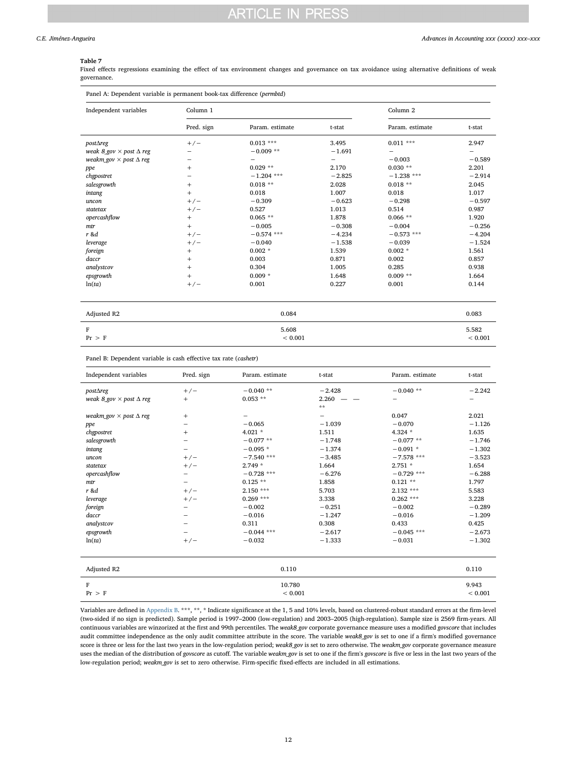**Table 7**

Fixed effects regressions examining the effect of tax environment changes and governance on tax avoidance using alternative definitions of weak governance.

Panel A: Dependent variable is permanent book-tax difference (*permbtd*)

| Independent variables | Column 1 | | | Column 2 | |
|---|---|---|---|---|---|
| | Pred. sign | Param. estimate | t-stat | Param. estimate | t-stat |
| *postΔreg* | +/− | 0.013 *** | 3.495 | 0.011 *** | 2.947 |
| *weak 8_gov × post Δ reg* | − | −0.009 ** | −1.691 | − | − |
| *weakm_gov × post Δ reg* | − | − | − | −0.003 | −0.589 |
| *ppe* | + | 0.029 ** | 2.170 | 0.030 ** | 2.201 |
| *chgpostret* | − | −1.204 *** | −2.825 | −1.238 *** | −2.914 |
| *salesgrowth* | + | 0.018 ** | 2.028 | 0.018 ** | 2.045 |
| *intang* | + | 0.018 | 1.007 | 0.018 | 1.017 |
| *uncon* | +/− | −0.309 | −0.623 | −0.298 | −0.597 |
| *statetax* | +/− | 0.527 | 1.013 | 0.514 | 0.987 |
| *opercashflow* | + | 0.065 ** | 1.878 | 0.066 ** | 1.920 |
| *mtr* | + | −0.005 | −0.308 | −0.004 | −0.256 |
| *r &d* | +/− | −0.574 *** | −4.234 | −0.573 *** | −4.204 |
| *leverage* | +/− | −0.040 | −1.538 | −0.039 | −1.524 |
| *foreign* | + | 0.002 * | 1.539 | 0.002 * | 1.561 |
| *daccr* | + | 0.003 | 0.871 | 0.002 | 0.857 |
| *analystcov* | + | 0.304 | 1.005 | 0.285 | 0.938 |
| *epsgrowth* | + | 0.009 * | 1.648 | 0.009 ** | 1.664 |
| ln(*ta*) | +/− | 0.001 | 0.227 | 0.001 | 0.144 |
| Adjusted R2 | | 0.084 | | | 0.083 |
| F | | 5.608 | | | 5.582 |
| Pr > F | | < 0.001 | | | < 0.001 |

Panel B: Dependent variable is cash effective tax rate (*cashetr*)

| Independent variables | Pred. sign | Param. estimate | t-stat | Param. estimate | t-stat |
|---|---|---|---|---|---|
| *postΔreg* | +/− | −0.040 ** | −2.428 | −0.040 ** | −2.242 |
| *weak 8_gov × post Δ reg* | + | 0.053 ** | 2.260 — — ** | − | − |
| *weakm_gov × post Δ reg* | + | − | − | 0.047 | 2.021 |
| *ppe* | − | −0.065 | −1.039 | −0.070 | −1.126 |
| *chgpostret* | + | 4.021 * | 1.511 | 4.324 * | 1.635 |
| *salesgrowth* | − | −0.077 ** | −1.748 | −0.077 ** | −1.746 |
| *intang* | − | −0.095 * | −1.374 | −0.091 * | −1.302 |
| *uncon* | +/− | −7.540 *** | −3.485 | −7.578 *** | −3.523 |
| *statetax* | +/− | 2.749 * | 1.664 | 2.751 * | 1.654 |
| *opercashflow* | − | −0.728 *** | −6.276 | −0.729 *** | −6.288 |
| *mtr* | − | 0.125 ** | 1.858 | 0.121 ** | 1.797 |
| *r &d* | +/− | 2.150 *** | 5.703 | 2.132 *** | 5.583 |
| *leverage* | +/− | 0.269 *** | 3.338 | 0.262 *** | 3.228 |
| *foreign* | − | −0.002 | −0.251 | −0.002 | −0.289 |
| *daccr* | − | −0.016 | −1.247 | −0.016 | −1.209 |
| *analystcov* | − | 0.311 | 0.308 | 0.433 | 0.425 |
| *epsgrowth* | − | −0.044 *** | −2.617 | −0.045 *** | −2.673 |
| ln(*ta*) | +/− | −0.032 | −1.333 | −0.031 | −1.302 |
| Adjusted R2 | | 0.110 | | | 0.110 |
| F | | 10.780 | | | 9.943 |
| Pr > F | | < 0.001 | | | < 0.001 |

Variables are defined in Appendix B. ***, **, * Indicate significance at the 1, 5 and 10% levels, based on clustered-robust standard errors at the firm-level (two-sided if no sign is predicted). Sample period is 1997–2000 (low-regulation) and 2003–2005 (high-regulation). Sample size is 2569 firm-years. All continuous variables are winzorized at the first and 99th percentiles. The *weak8_gov* corporate governance measure uses a modified *govscore* that includes audit committee independence as the only audit committee attribute in the score. The variable *weak8_gov* is set to one if a firm's modified governance score is three or less for the last two years in the low-regulation period; *weak8_gov* is set to zero otherwise. The *weakm_gov* corporate governance measure uses the median of the distribution of *govscore* as cutoff. The variable *weakm_gov* is set to one if the firm's *govscore* is five or less in the last two years of the low-regulation period; *weakm_gov* is set to zero otherwise. Firm-specific fixed-effects are included in all estimations.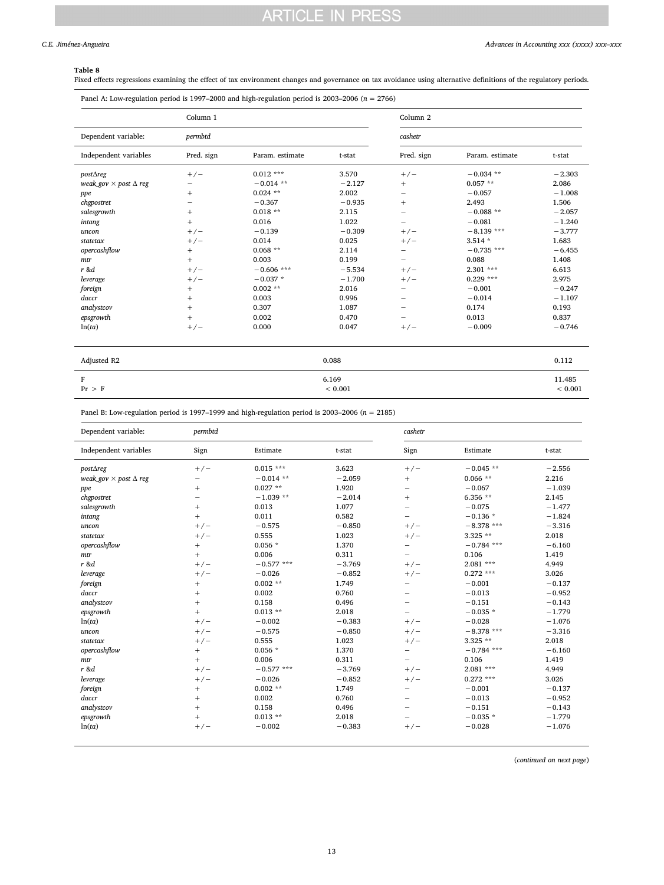**Table 8**
Fixed effects regressions examining the effect of tax environment changes and governance on tax avoidance using alternative definitions of the regulatory periods.

Panel A: Low-regulation period is 1997–2000 and high-regulation period is 2003–2006 (n = 2766)

| | Column 1 | | | Column 2 | | |
|---|---|---|---|---|---|---|
| Dependent variable: | *permbtd* | | | *cashetr* | | |
| Independent variables | Pred. sign | Param. estimate | t-stat | Pred. sign | Param. estimate | t-stat |
| *postΔreg* | +/− | 0.012 *** | 3.570 | +/− | −0.034 ** | −2.303 |
| *weak_gov* × *post Δ reg* | − | −0.014 ** | −2.127 | + | 0.057 ** | 2.086 |
| *ppe* | + | 0.024 ** | 2.002 | − | −0.057 | −1.008 |
| *chgpostret* | − | −0.367 | −0.935 | + | 2.493 | 1.506 |
| *salesgrowth* | + | 0.018 ** | 2.115 | − | −0.088 ** | −2.057 |
| *intang* | + | 0.016 | 1.022 | − | −0.081 | −1.240 |
| *uncon* | +/− | −0.139 | −0.309 | +/− | −8.139 *** | −3.777 |
| *statetax* | +/− | 0.014 | 0.025 | +/− | 3.514 * | 1.683 |
| *opercashflow* | + | 0.068 ** | 2.114 | − | −0.735 *** | −6.455 |
| *mtr* | + | 0.003 | 0.199 | − | 0.088 | 1.408 |
| *r &d* | +/− | −0.606 *** | −5.534 | +/− | 2.301 *** | 6.613 |
| *leverage* | +/− | −0.037 * | −1.700 | +/− | 0.229 *** | 2.975 |
| *foreign* | + | 0.002 ** | 2.016 | − | −0.001 | −0.247 |
| *daccr* | + | 0.003 | 0.996 | − | −0.014 | −1.107 |
| *analystcov* | + | 0.307 | 1.087 | − | 0.174 | 0.193 |
| *epsgrowth* | + | 0.002 | 0.470 | − | 0.013 | 0.837 |
| ln(*ta*) | +/− | 0.000 | 0.047 | +/− | −0.009 | −0.746 |
| Adjusted R2 | | | 0.088 | | | 0.112 |
| F | | | 6.169 | | | 11.485 |
| Pr > F | | | < 0.001 | | | < 0.001 |

Panel B: Low-regulation period is 1997–1999 and high-regulation period is 2003–2006 (n = 2185)

| Dependent variable: | *permbtd* | | | *cashetr* | | |
|---|---|---|---|---|---|---|
| Independent variables | Sign | Estimate | t-stat | Sign | Estimate | t-stat |
| *postΔreg* | +/− | 0.015 *** | 3.623 | +/− | −0.045 ** | −2.556 |
| *weak_gov* × *post Δ reg* | − | −0.014 ** | −2.059 | + | 0.066 ** | 2.216 |
| *ppe* | + | 0.027 ** | 1.920 | − | −0.067 | −1.039 |
| *chgpostret* | − | −1.039 ** | −2.014 | + | 6.356 ** | 2.145 |
| *salesgrowth* | + | 0.013 | 1.077 | − | −0.075 | −1.477 |
| *intang* | + | 0.011 | 0.582 | − | −0.136 * | −1.824 |
| *uncon* | +/− | −0.575 | −0.850 | +/− | −8.378 *** | −3.316 |
| *statetax* | +/− | 0.555 | 1.023 | +/− | 3.325 ** | 2.018 |
| *opercashflow* | + | 0.056 * | 1.370 | − | −0.784 *** | −6.160 |
| *mtr* | + | 0.006 | 0.311 | − | 0.106 | 1.419 |
| *r &d* | +/− | −0.577 *** | −3.769 | +/− | 2.081 *** | 4.949 |
| *leverage* | +/− | −0.026 | −0.852 | +/− | 0.272 *** | 3.026 |
| *foreign* | + | 0.002 ** | 1.749 | − | −0.001 | −0.137 |
| *daccr* | + | 0.002 | 0.760 | − | −0.013 | −0.952 |
| *analystcov* | + | 0.158 | 0.496 | − | −0.151 | −0.143 |
| *epsgrowth* | + | 0.013 ** | 2.018 | − | −0.035 * | −1.779 |
| ln(*ta*) | +/− | −0.002 | −0.383 | +/− | −0.028 | −1.076 |
| *uncon* | +/− | −0.575 | −0.850 | +/− | −8.378 *** | −3.316 |
| *statetax* | +/− | 0.555 | 1.023 | +/− | 3.325 ** | 2.018 |
| *opercashflow* | + | 0.056 * | 1.370 | − | −0.784 *** | −6.160 |
| *mtr* | + | 0.006 | 0.311 | − | 0.106 | 1.419 |
| *r &d* | +/− | −0.577 *** | −3.769 | +/− | 2.081 *** | 4.949 |
| *leverage* | +/− | −0.026 | −0.852 | +/− | 0.272 *** | 3.026 |
| *foreign* | + | 0.002 ** | 1.749 | − | −0.001 | −0.137 |
| *daccr* | + | 0.002 | 0.760 | − | −0.013 | −0.952 |
| *analystcov* | + | 0.158 | 0.496 | − | −0.151 | −0.143 |
| *epsgrowth* | + | 0.013 ** | 2.018 | − | −0.035 * | −1.779 |
| ln(*ta*) | +/− | −0.002 | −0.383 | +/− | −0.028 | −1.076 |

(*continued on next page*)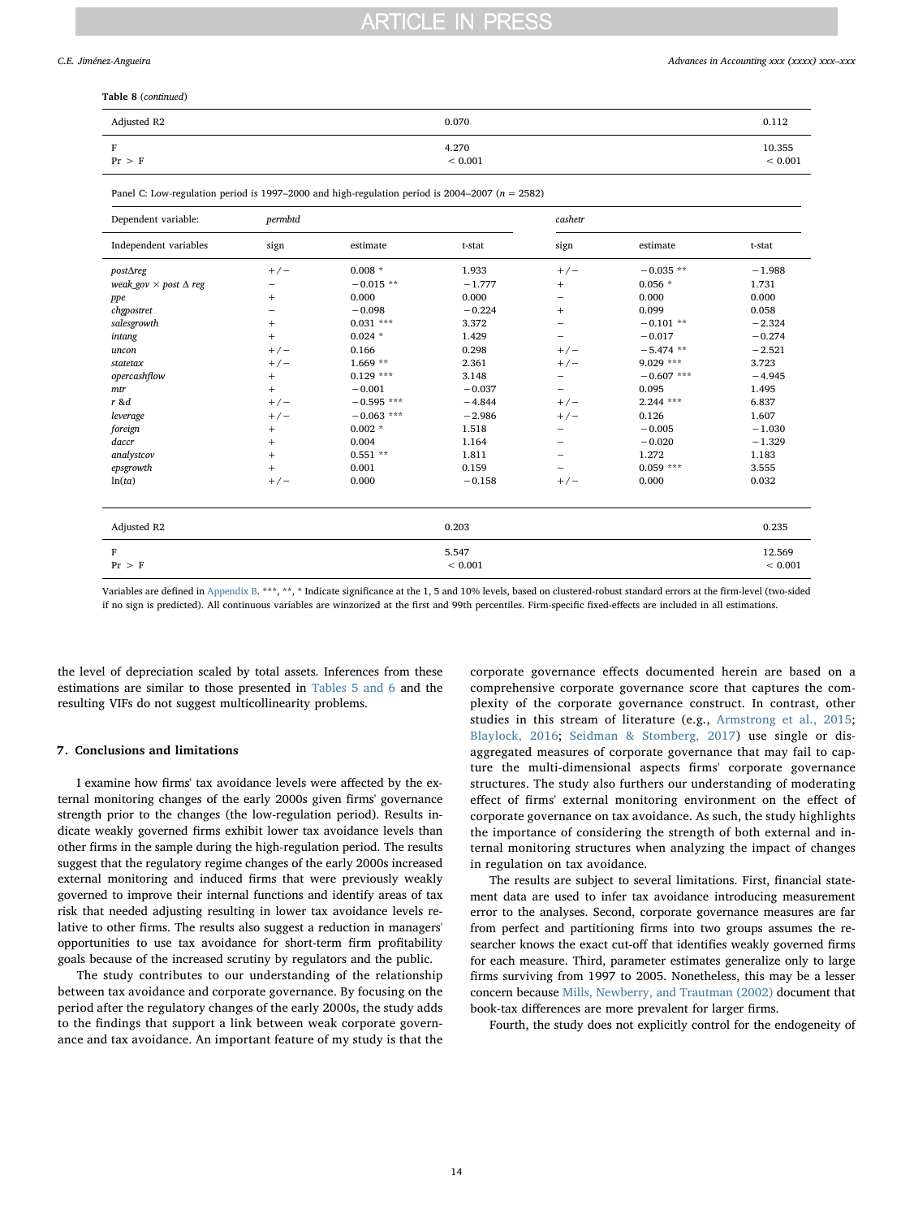**Table 8** (*continued*)

| | | |
|---|---|---|
| Adjusted R2 | 0.070 | 0.112 |
| F | 4.270 | 10.355 |
| Pr > F | < 0.001 | < 0.001 |

Panel C: Low-regulation period is 1997–2000 and high-regulation period is 2004–2007 (n = 2582)

| Dependent variable: | *permbtd* | | | *cashetr* | | |
|---|---|---|---|---|---|---|
| Independent variables | sign | estimate | t-stat | sign | estimate | t-stat |
| *post$\Delta$reg* | +/− | 0.008 * | 1.933 | +/− | −0.035 ** | −1.988 |
| *weak_gov × post Δ reg* | − | −0.015 ** | −1.777 | + | 0.056 * | 1.731 |
| *ppe* | + | 0.000 | 0.000 | − | 0.000 | 0.000 |
| *chgpostret* | − | −0.098 | −0.224 | + | 0.099 | 0.058 |
| *salesgrowth* | + | 0.031 *** | 3.372 | − | −0.101 ** | −2.324 |
| *intang* | + | 0.024 * | 1.429 | − | −0.017 | −0.274 |
| *uncon* | +/− | 0.166 | 0.298 | +/− | −5.474 ** | −2.521 |
| *statetax* | +/− | 1.669 ** | 2.361 | +/− | 9.029 *** | 3.723 |
| *opercashflow* | + | 0.129 *** | 3.148 | − | −0.607 *** | −4.945 |
| *mtr* | + | −0.001 | −0.037 | − | 0.095 | 1.495 |
| *r &d* | +/− | −0.595 *** | −4.844 | +/− | 2.244 *** | 6.837 |
| *leverage* | +/− | −0.063 *** | −2.986 | +/− | 0.126 | 1.607 |
| *foreign* | + | 0.002 * | 1.518 | − | −0.005 | −1.030 |
| *daccr* | + | 0.004 | 1.164 | − | −0.020 | −1.329 |
| *analystcov* | + | 0.551 ** | 1.811 | − | 1.272 | 1.183 |
| *epsgrowth* | + | 0.001 | 0.159 | − | 0.059 *** | 3.555 |
| ln(*ta*) | +/− | 0.000 | −0.158 | +/− | 0.000 | 0.032 |
| Adjusted R2 | | 0.203 | | | 0.235 | |
| F | | 5.547 | | | 12.569 | |
| Pr > F | | < 0.001 | | | < 0.001 | |

Variables are defined in Appendix B. ***, **, * Indicate significance at the 1, 5 and 10% levels, based on clustered-robust standard errors at the firm-level (two-sided if no sign is predicted). All continuous variables are winzorized at the first and 99th percentiles. Firm-specific fixed-effects are included in all estimations.

the level of depreciation scaled by total assets. Inferences from these estimations are similar to those presented in Tables 5 and 6 and the resulting VIFs do not suggest multicollinearity problems.

## 7. Conclusions and limitations

I examine how firms' tax avoidance levels were affected by the external monitoring changes of the early 2000s given firms' governance strength prior to the changes (the low-regulation period). Results indicate weakly governed firms exhibit lower tax avoidance levels than other firms in the sample during the high-regulation period. The results suggest that the regulatory regime changes of the early 2000s increased external monitoring and induced firms that were previously weakly governed to improve their internal functions and identify areas of tax risk that needed adjusting resulting in lower tax avoidance levels relative to other firms. The results also suggest a reduction in managers' opportunities to use tax avoidance for short-term firm profitability goals because of the increased scrutiny by regulators and the public.

The study contributes to our understanding of the relationship between tax avoidance and corporate governance. By focusing on the period after the regulatory changes of the early 2000s, the study adds to the findings that support a link between weak corporate governance and tax avoidance. An important feature of my study is that the corporate governance effects documented herein are based on a comprehensive corporate governance score that captures the complexity of the corporate governance construct. In contrast, other studies in this stream of literature (e.g., Armstrong et al., 2015; Blaylock, 2016; Seidman & Stomberg, 2017) use single or disaggregated measures of corporate governance that may fail to capture the multi-dimensional aspects firms' corporate governance structures. The study also furthers our understanding of moderating effect of firms' external monitoring environment on the effect of corporate governance on tax avoidance. As such, the study highlights the importance of considering the strength of both external and internal monitoring structures when analyzing the impact of changes in regulation on tax avoidance.

The results are subject to several limitations. First, financial statement data are used to infer tax avoidance introducing measurement error to the analyses. Second, corporate governance measures are far from perfect and partitioning firms into two groups assumes the researcher knows the exact cut-off that identifies weakly governed firms for each measure. Third, parameter estimates generalize only to large firms surviving from 1997 to 2005. Nonetheless, this may be a lesser concern because Mills, Newberry, and Trautman (2002) document that book-tax differences are more prevalent for larger firms.

Fourth, the study does not explicitly control for the endogeneity of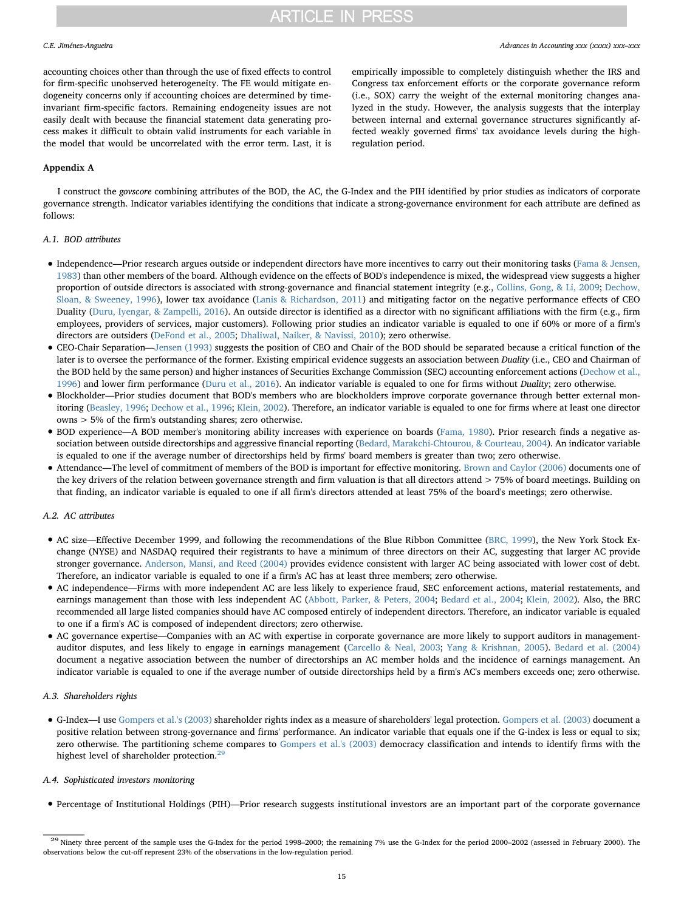accounting choices other than through the use of fixed effects to control for firm-specific unobserved heterogeneity. The FE would mitigate endogeneity concerns only if accounting choices are determined by time-invariant firm-specific factors. Remaining endogeneity issues are not easily dealt with because the financial statement data generating process makes it difficult to obtain valid instruments for each variable in the model that would be uncorrelated with the error term. Last, it is empirically impossible to completely distinguish whether the IRS and Congress tax enforcement efforts or the corporate governance reform (i.e., SOX) carry the weight of the external monitoring changes analyzed in the study. However, the analysis suggests that the interplay between internal and external governance structures significantly affected weakly governed firms' tax avoidance levels during the high-regulation period.

## Appendix A

I construct the *govscore* combining attributes of the BOD, the AC, the G-Index and the PIH identified by prior studies as indicators of corporate governance strength. Indicator variables identifying the conditions that indicate a strong-governance environment for each attribute are defined as follows:

### A.1. BOD attributes

- Independence—Prior research argues outside or independent directors have more incentives to carry out their monitoring tasks (Fama & Jensen, 1983) than other members of the board. Although evidence on the effects of BOD's independence is mixed, the widespread view suggests a higher proportion of outside directors is associated with strong-governance and financial statement integrity (e.g., Collins, Gong, & Li, 2009; Dechow, Sloan, & Sweeney, 1996), lower tax avoidance (Lanis & Richardson, 2011) and mitigating factor on the negative performance effects of CEO Duality (Duru, Iyengar, & Zampelli, 2016). An outside director is identified as a director with no significant affiliations with the firm (e.g., firm employees, providers of services, major customers). Following prior studies an indicator variable is equaled to one if 60% or more of a firm's directors are outsiders (DeFond et al., 2005; Dhaliwal, Naiker, & Navissi, 2010); zero otherwise.
- CEO-Chair Separation—Jensen (1993) suggests the position of CEO and Chair of the BOD should be separated because a critical function of the later is to oversee the performance of the former. Existing empirical evidence suggests an association between *Duality* (i.e., CEO and Chairman of the BOD held by the same person) and higher instances of Securities Exchange Commission (SEC) accounting enforcement actions (Dechow et al., 1996) and lower firm performance (Duru et al., 2016). An indicator variable is equaled to one for firms without *Duality*; zero otherwise.
- Blockholder—Prior studies document that BOD's members who are blockholders improve corporate governance through better external monitoring (Beasley, 1996; Dechow et al., 1996; Klein, 2002). Therefore, an indicator variable is equaled to one for firms where at least one director owns > 5% of the firm's outstanding shares; zero otherwise.
- BOD experience—A BOD member's monitoring ability increases with experience on boards (Fama, 1980). Prior research finds a negative association between outside directorships and aggressive financial reporting (Bedard, Marakchi-Chtourou, & Courteau, 2004). An indicator variable is equaled to one if the average number of directorships held by firms' board members is greater than two; zero otherwise.
- Attendance—The level of commitment of members of the BOD is important for effective monitoring. Brown and Caylor (2006) documents one of the key drivers of the relation between governance strength and firm valuation is that all directors attend > 75% of board meetings. Building on that finding, an indicator variable is equaled to one if all firm's directors attended at least 75% of the board's meetings; zero otherwise.

### A.2. AC attributes

- AC size—Effective December 1999, and following the recommendations of the Blue Ribbon Committee (BRC, 1999), the New York Stock Exchange (NYSE) and NASDAQ required their registrants to have a minimum of three directors on their AC, suggesting that larger AC provide stronger governance. Anderson, Mansi, and Reed (2004) provides evidence consistent with larger AC being associated with lower cost of debt. Therefore, an indicator variable is equaled to one if a firm's AC has at least three members; zero otherwise.
- AC independence—Firms with more independent AC are less likely to experience fraud, SEC enforcement actions, material restatements, and earnings management than those with less independent AC (Abbott, Parker, & Peters, 2004; Bedard et al., 2004; Klein, 2002). Also, the BRC recommended all large listed companies should have AC composed entirely of independent directors. Therefore, an indicator variable is equaled to one if a firm's AC is composed of independent directors; zero otherwise.
- AC governance expertise—Companies with an AC with expertise in corporate governance are more likely to support auditors in management-auditor disputes, and less likely to engage in earnings management (Carcello & Neal, 2003; Yang & Krishnan, 2005). Bedard et al. (2004) document a negative association between the number of directorships an AC member holds and the incidence of earnings management. An indicator variable is equaled to one if the average number of outside directorships held by a firm's AC's members exceeds one; zero otherwise.

### A.3. Shareholders rights

- G-Index—I use Gompers et al.'s (2003) shareholder rights index as a measure of shareholders' legal protection. Gompers et al. (2003) document a positive relation between strong-governance and firms' performance. An indicator variable that equals one if the G-index is less or equal to six; zero otherwise. The partitioning scheme compares to Gompers et al.'s (2003) democracy classification and intends to identify firms with the highest level of shareholder protection.[29]

### A.4. Sophisticated investors monitoring

- Percentage of Institutional Holdings (PIH)—Prior research suggests institutional investors are an important part of the corporate governance

[29] Ninety three percent of the sample uses the G-Index for the period 1998–2000; the remaining 7% use the G-Index for the period 2000–2002 (assessed in February 2000). The observations below the cut-off represent 23% of the observations in the low-regulation period.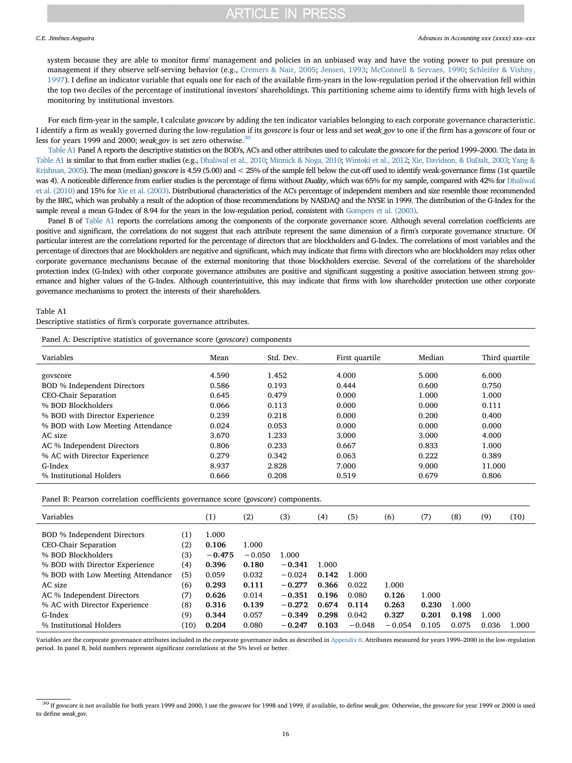system because they are able to monitor firms' management and policies in an unbiased way and have the voting power to put pressure on management if they observe self-serving behavior (e.g., Cremers & Nair, 2005; Jensen, 1993; McConnell & Servaes, 1990; Schleifer & Vishny, 1997). I define an indicator variable that equals one for each of the available firm-years in the low-regulation period if the observation fell within the top two deciles of the percentage of institutional investors' shareholdings. This partitioning scheme aims to identify firms with high levels of monitoring by institutional investors.

For each firm-year in the sample, I calculate *govscore* by adding the ten indicator variables belonging to each corporate governance characteristic. I identify a firm as weakly governed during the low-regulation if its *govscore* is four or less and set *weak_gov* to one if the firm has a *govscore* of four or less for years 1999 and 2000; *weak_gov* is set zero otherwise.[30]

Table A1 Panel A reports the descriptive statistics on the BOD's, AC's and other attributes used to calculate the *govscore* for the period 1999–2000. The data in Table A1 is similar to that from earlier studies (e.g., Dhaliwal et al., 2010; Minnick & Noga, 2010; Wintoki et al., 2012; Xie, Davidson, & DaDalt, 2003; Yang & Krishnan, 2005). The mean (median) *govscore* is 4.59 (5.00) and < 25% of the sample fell below the cut-off used to identify weak-governance firms (1st quartile was 4). A noticeable difference from earlier studies is the percentage of firms without *Duality*, which was 65% for my sample, compared with 42% for Dhaliwal et al. (2010) and 15% for Xie et al. (2003). Distributional characteristics of the AC's percentage of independent members and size resemble those recommended by the BRC, which was probably a result of the adoption of those recommendations by NASDAQ and the NYSE in 1999. The distribution of the G-Index for the sample reveal a mean G-Index of 8.94 for the years in the low-regulation period, consistent with Gompers et al. (2003).

Panel B of Table A1 reports the correlations among the components of the corporate governance score. Although several correlation coefficients are positive and significant, the correlations do not suggest that each attribute represent the same dimension of a firm's corporate governance structure. Of particular interest are the correlations reported for the percentage of directors that are blockholders and G-Index. The correlations of most variables and the percentage of directors that are blockholders are negative and significant, which may indicate that firms with directors who are blockholders may relax other corporate governance mechanisms because of the external monitoring that those blockholders exercise. Several of the correlations of the shareholder protection index (G-Index) with other corporate governance attributes are positive and significant suggesting a positive association between strong governance and higher values of the G-Index. Although counterintuitive, this may indicate that firms with low shareholder protection use other corporate governance mechanisms to protect the interests of their shareholders.

Table A1
Descriptive statistics of firm's corporate governance attributes.

Panel A: Descriptive statistics of governance score (*govscore*) components

| Variables | Mean | Std. Dev. | First quartile | Median | Third quartile |
|---|---|---|---|---|---|
| govscore | 4.590 | 1.452 | 4.000 | 5.000 | 6.000 |
| BOD % Independent Directors | 0.586 | 0.193 | 0.444 | 0.600 | 0.750 |
| CEO-Chair Separation | 0.645 | 0.479 | 0.000 | 1.000 | 1.000 |
| % BOD Blockholders | 0.066 | 0.113 | 0.000 | 0.000 | 0.111 |
| % BOD with Director Experience | 0.239 | 0.218 | 0.000 | 0.200 | 0.400 |
| % BOD with Low Meeting Attendance | 0.024 | 0.053 | 0.000 | 0.000 | 0.000 |
| AC size | 3.670 | 1.233 | 3.000 | 3.000 | 4.000 |
| AC % Independent Directors | 0.806 | 0.233 | 0.667 | 0.833 | 1.000 |
| % AC with Director Experience | 0.279 | 0.342 | 0.063 | 0.222 | 0.389 |
| G-Index | 8.937 | 2.828 | 7.000 | 9.000 | 11.000 |
| % Institutional Holders | 0.666 | 0.208 | 0.519 | 0.679 | 0.806 |

Panel B: Pearson correlation coefficients governance score (*govscore*) components.

| Variables | | (1) | (2) | (3) | (4) | (5) | (6) | (7) | (8) | (9) | (10) |
|---|---|---|---|---|---|---|---|---|---|---|---|
| BOD % Independent Directors | (1) | 1.000 | | | | | | | | | |
| CEO-Chair Separation | (2) | **0.106** | 1.000 | | | | | | | | |
| % BOD Blockholders | (3) | **−0.475** | −0.050 | 1.000 | | | | | | | |
| % BOD with Director Experience | (4) | **0.396** | **0.180** | **−0.341** | 1.000 | | | | | | |
| % BOD with Low Meeting Attendance | (5) | 0.059 | 0.032 | −0.024 | **0.142** | 1.000 | | | | | |
| AC size | (6) | **0.293** | **0.111** | **−0.277** | **0.366** | 0.022 | 1.000 | | | | |
| AC % Independent Directors | (7) | **0.626** | 0.014 | **−0.351** | **0.196** | 0.080 | **0.126** | 1.000 | | | |
| % AC with Director Experience | (8) | **0.316** | **0.139** | **−0.272** | **0.674** | **0.114** | **0.263** | **0.230** | 1.000 | | |
| G-Index | (9) | **0.344** | 0.057 | **−0.349** | **0.298** | 0.042 | **0.327** | **0.201** | **0.198** | 1.000 | |
| % Institutional Holders | (10) | **0.204** | 0.080 | **−0.247** | **0.103** | −0.048 | −0.054 | 0.105 | 0.075 | 0.036 | 1.000 |

Variables are the corporate governance attributes included in the corporate governance index as described in Appendix 0. Attributes measured for years 1999–2000 in the low-regulation period. In panel B, bold numbers represent significant correlations at the 5% level or better.

[30] If *govscore* is not available for both years 1999 and 2000, I use the *govscore* for 1998 and 1999, if available, to define *weak_gov*. Otherwise, the *govscore* for year 1999 or 2000 is used to define *weak_gov*.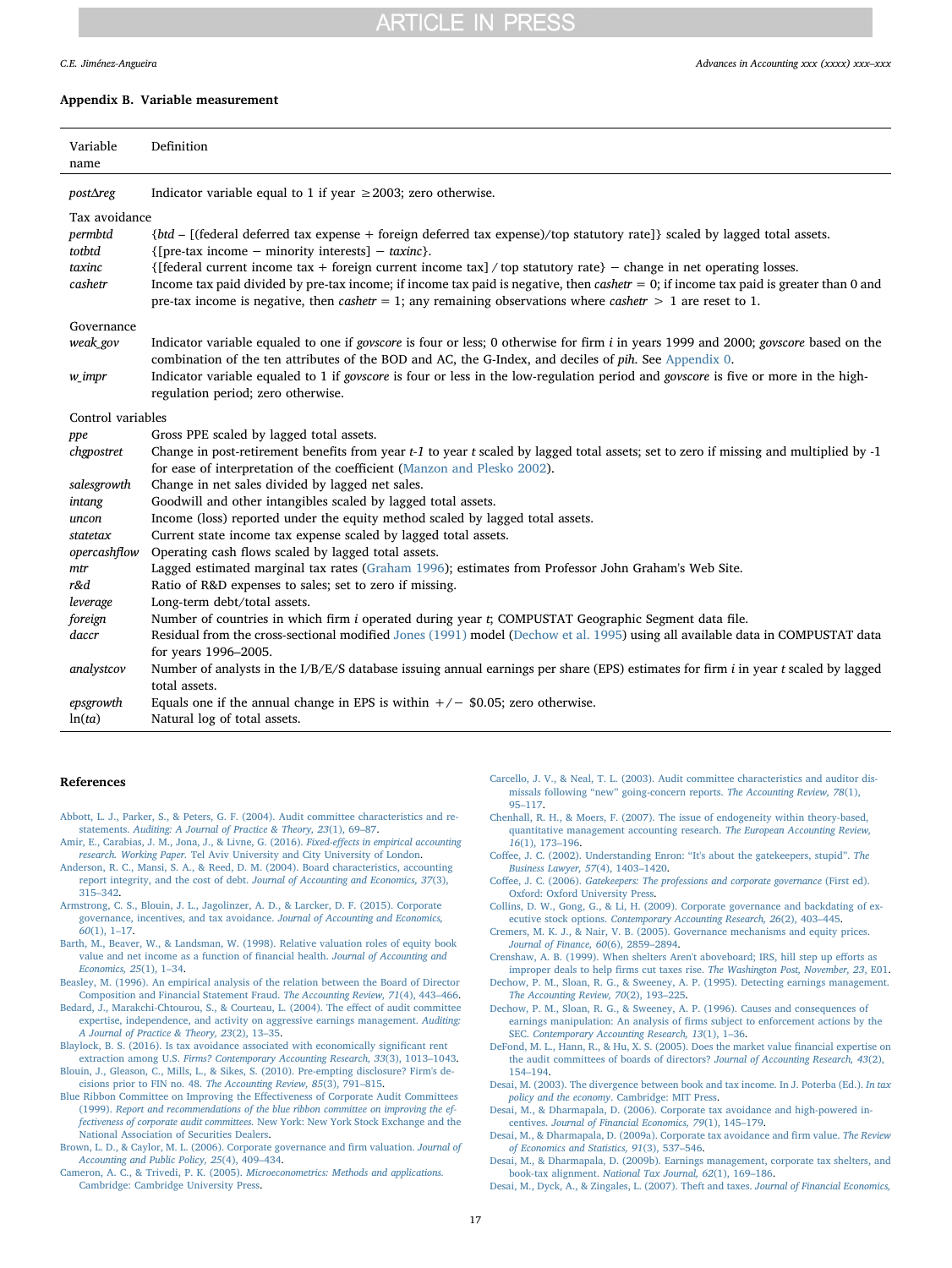## Appendix B. Variable measurement

| Variable name | Definition |
|---|---|
| *post∆reg* | Indicator variable equal to 1 if year ≥2003; zero otherwise. |
| Tax avoidance | |
| *permbtd* | {*btd* – [(federal deferred tax expense + foreign deferred tax expense)/top statutory rate]} scaled by lagged total assets. |
| *totbtd* | {[pre-tax income − minority interests] − *taxinc*}. |
| *taxinc* | {[federal current income tax + foreign current income tax] / top statutory rate} − change in net operating losses. |
| *cashetr* | Income tax paid divided by pre-tax income; if income tax paid is negative, then *cashetr* = 0; if income tax paid is greater than 0 and pre-tax income is negative, then *cashetr* = 1; any remaining observations where *cashetr* > 1 are reset to 1. |
| Governance | |
| *weak_gov* | Indicator variable equaled to one if *govscore* is four or less; 0 otherwise for firm *i* in years 1999 and 2000; *govscore* based on the combination of the ten attributes of the BOD and AC, the G-Index, and deciles of *pih*. See Appendix 0. |
| *w_impr* | Indicator variable equaled to 1 if *govscore* is four or less in the low-regulation period and *govscore* is five or more in the high-regulation period; zero otherwise. |
| Control variables | |
| *ppe* | Gross PPE scaled by lagged total assets. |
| *chgpostret* | Change in post-retirement benefits from year *t-1* to year *t* scaled by lagged total assets; set to zero if missing and multiplied by -1 for ease of interpretation of the coefficient (Manzon and Plesko 2002). |
| *salesgrowth* | Change in net sales divided by lagged net sales. |
| *intang* | Goodwill and other intangibles scaled by lagged total assets. |
| *uncon* | Income (loss) reported under the equity method scaled by lagged total assets. |
| *statetax* | Current state income tax expense scaled by lagged total assets. |
| *opercashflow* | Operating cash flows scaled by lagged total assets. |
| *mtr* | Lagged estimated marginal tax rates (Graham 1996); estimates from Professor John Graham's Web Site. |
| *r&d* | Ratio of R&D expenses to sales; set to zero if missing. |
| *leverage* | Long-term debt/total assets. |
| *foreign* | Number of countries in which firm *i* operated during year *t*; COMPUSTAT Geographic Segment data file. |
| *daccr* | Residual from the cross-sectional modified Jones (1991) model (Dechow et al. 1995) using all available data in COMPUSTAT data for years 1996–2005. |
| *analystcov* | Number of analysts in the I/B/E/S database issuing annual earnings per share (EPS) estimates for firm *i* in year *t* scaled by lagged total assets. |
| *epsgrowth* | Equals one if the annual change in EPS is within +/− $0.05; zero otherwise. |
| ln(*ta*) | Natural log of total assets. |

## References

Abbott, L. J., Parker, S., & Peters, G. F. (2004). Audit committee characteristics and restatements. *Auditing: A Journal of Practice & Theory, 23*(1), 69–87.

Amir, E., Carabias, J. M., Jona, J., & Livne, G. (2016). *Fixed-effects in empirical accounting research. Working Paper.* Tel Aviv University and City University of London.

Anderson, R. C., Mansi, S. A., & Reed, D. M. (2004). Board characteristics, accounting report integrity, and the cost of debt. *Journal of Accounting and Economics, 37*(3), 315–342.

Armstrong, C. S., Blouin, J. L., Jagolinzer, A. D., & Larcker, D. F. (2015). Corporate governance, incentives, and tax avoidance. *Journal of Accounting and Economics, 60*(1), 1–17.

Barth, M., Beaver, W., & Landsman, W. (1998). Relative valuation roles of equity book value and net income as a function of financial health. *Journal of Accounting and Economics, 25*(1), 1–34.

Beasley, M. (1996). An empirical analysis of the relation between the Board of Director Composition and Financial Statement Fraud. *The Accounting Review, 71*(4), 443–466.

Bedard, J., Marakchi-Chtourou, S., & Courteau, L. (2004). The effect of audit committee expertise, independence, and activity on aggressive earnings management. *Auditing: A Journal of Practice & Theory, 23*(2), 13–35.

Blaylock, B. S. (2016). Is tax avoidance associated with economically significant rent extraction among U.S. *Firms? Contemporary Accounting Research, 33*(3), 1013–1043.

Blouin, J., Gleason, C., Mills, L., & Sikes, S. (2010). Pre-empting disclosure? Firm's decisions prior to FIN no. 48. *The Accounting Review, 85*(3), 791–815.

Blue Ribbon Committee on Improving the Effectiveness of Corporate Audit Committees (1999). *Report and recommendations of the blue ribbon committee on improving the effectiveness of corporate audit committees.* New York: New York Stock Exchange and the National Association of Securities Dealers.

Brown, L. D., & Caylor, M. L. (2006). Corporate governance and firm valuation. *Journal of Accounting and Public Policy, 25*(4), 409–434.

Cameron, A. C., & Trivedi, P. K. (2005). *Microeconometrics: Methods and applications.* Cambridge: Cambridge University Press.

Carcello, J. V., & Neal, T. L. (2003). Audit committee characteristics and auditor dismissals following "new" going-concern reports. *The Accounting Review, 78*(1), 95–117.

Chenhall, R. H., & Moers, F. (2007). The issue of endogeneity within theory-based, quantitative management accounting research. *The European Accounting Review, 16*(1), 173–196.

Coffee, J. C. (2002). Understanding Enron: "It's about the gatekeepers, stupid". *The Business Lawyer, 57*(4), 1403–1420.

Coffee, J. C. (2006). *Gatekeepers: The professions and corporate governance* (First ed). Oxford: Oxford University Press.

Collins, D. W., Gong, G., & Li, H. (2009). Corporate governance and backdating of executive stock options. *Contemporary Accounting Research, 26*(2), 403–445.

Cremers, M. K. J., & Nair, V. B. (2005). Governance mechanisms and equity prices. *Journal of Finance, 60*(6), 2859–2894.

Crenshaw, A. B. (1999). When shelters Aren't aboveboard; IRS, hill step up efforts as improper deals to help firms cut taxes rise. *The Washington Post, November, 23*, E01.

Dechow, P. M., Sloan, R. G., & Sweeney, A. P. (1995). Detecting earnings management. *The Accounting Review, 70*(2), 193–225.

Dechow, P. M., Sloan, R. G., & Sweeney, A. P. (1996). Causes and consequences of earnings manipulation: An analysis of firms subject to enforcement actions by the SEC. *Contemporary Accounting Research, 13*(1), 1–36.

DeFond, M. L., Hann, R., & Hu, X. S. (2005). Does the market value financial expertise on the audit committees of boards of directors? *Journal of Accounting Research, 43*(2), 154–194.

Desai, M. (2003). The divergence between book and tax income. In J. Poterba (Ed.). *In tax policy and the economy*. Cambridge: MIT Press.

Desai, M., & Dharmapala, D. (2006). Corporate tax avoidance and high-powered incentives. *Journal of Financial Economics, 79*(1), 145–179.

Desai, M., & Dharmapala, D. (2009a). Corporate tax avoidance and firm value. *The Review of Economics and Statistics, 91*(3), 537–546.

Desai, M., & Dharmapala, D. (2009b). Earnings management, corporate tax shelters, and book-tax alignment. *National Tax Journal, 62*(1), 169–186.

Desai, M., Dyck, A., & Zingales, L. (2007). Theft and taxes. *Journal of Financial Economics,*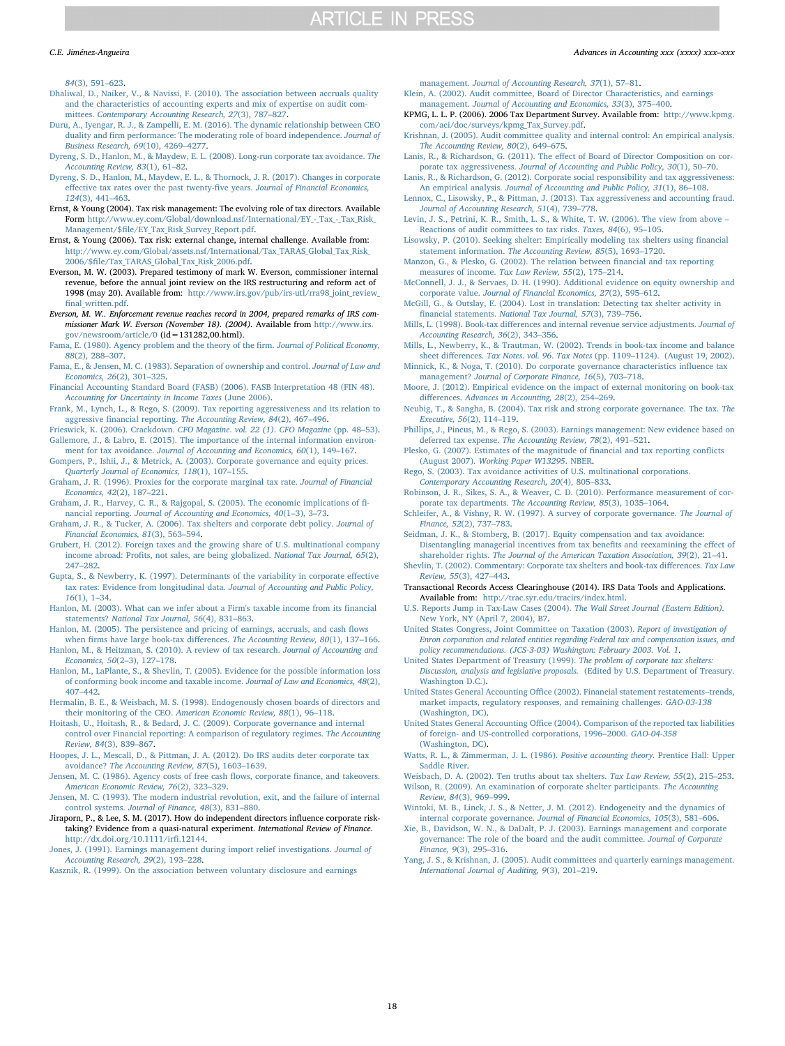84(3), 591–623.

Dhaliwal, D., Naiker, V., & Navissi, F. (2010). The association between accruals quality and the characteristics of accounting experts and mix of expertise on audit committees. *Contemporary Accounting Research, 27*(3), 787–827.

Duru, A., Iyengar, R. J., & Zampelli, E. M. (2016). The dynamic relationship between CEO duality and firm performance: The moderating role of board independence. *Journal of Business Research, 69*(10), 4269–4277.

Dyreng, S. D., Hanlon, M., & Maydew, E. L. (2008). Long-run corporate tax avoidance. *The Accounting Review, 83*(1), 61–82.

Dyreng, S. D., Hanlon, M., Maydew, E. L., & Thornock, J. R. (2017). Changes in corporate effective tax rates over the past twenty-five years. *Journal of Financial Economics, 124*(3), 441–463.

Ernst, & Young (2004). Tax risk management: The evolving role of tax directors. Available Form http://www.ey.com/Global/download.nsf/International/EY_-_Tax_-_Tax_Risk_Management/$file/EY_Tax_Risk_Survey_Report.pdf.

Ernst, & Young (2006). Tax risk: external change, internal challenge. Available from: http://www.ey.com/Global/assets.nsf/International/Tax_TARAS_Global_Tax_Risk_2006/$file/Tax_TARAS_Global_Tax_Risk_2006.pdf.

Everson, M. W. (2003). Prepared testimony of mark W. Everson, commissioner internal revenue, before the annual joint review on the IRS restructuring and reform act of 1998 (may 20). Available from: http://www.irs.gov/pub/irs-utl/rra98_joint_review_final_written.pdf.

*Everson, M. W.. Enforcement revenue reaches record in 2004, prepared remarks of IRS commissioner Mark W. Everson (November 18). (2004).* Available from http://www.irs.gov/newsroom/article/0 (id=131282,00.html).

Fama, E. (1980). Agency problem and the theory of the firm. *Journal of Political Economy, 88*(2), 288–307.

Fama, E., & Jensen, M. C. (1983). Separation of ownership and control. *Journal of Law and Economics, 26*(2), 301–325.

Financial Accounting Standard Board (FASB) (2006). FASB Interpretation 48 (FIN 48). *Accounting for Uncertainty in Income Taxes* (June 2006).

Frank, M., Lynch, L., & Rego, S. (2009). Tax reporting aggressiveness and its relation to aggressive financial reporting. *The Accounting Review, 84*(2), 467–496.

Frieswick, K. (2006). Crackdown. *CFO Magazine. vol. 22 (1). CFO Magazine* (pp. 48–53).

Gallemore, J., & Labro, E. (2015). The importance of the internal information environment for tax avoidance. *Journal of Accounting and Economics, 60*(1), 149–167.

Gompers, P., Ishii, J., & Metrick, A. (2003). Corporate governance and equity prices. *Quarterly Journal of Economics, 118*(1), 107–155.

Graham, J. R. (1996). Proxies for the corporate marginal tax rate. *Journal of Financial Economics, 42*(2), 187–221.

Graham, J. R., Harvey, C. R., & Rajgopal, S. (2005). The economic implications of financial reporting. *Journal of Accounting and Economics, 40*(1–3), 3–73.

Graham, J. R., & Tucker, A. (2006). Tax shelters and corporate debt policy. *Journal of Financial Economics, 81*(3), 563–594.

Grubert, H. (2012). Foreign taxes and the growing share of U.S. multinational company income abroad: Profits, not sales, are being globalized. *National Tax Journal, 65*(2), 247–282.

Gupta, S., & Newberry, K. (1997). Determinants of the variability in corporate effective tax rates: Evidence from longitudinal data. *Journal of Accounting and Public Policy, 16*(1), 1–34.

Hanlon, M. (2003). What can we infer about a Firm's taxable income from its financial statements? *National Tax Journal, 56*(4), 831–863.

Hanlon, M. (2005). The persistence and pricing of earnings, accruals, and cash flows when firms have large book-tax differences. *The Accounting Review, 80*(1), 137–166.

Hanlon, M., & Heitzman, S. (2010). A review of tax research. *Journal of Accounting and Economics, 50*(2–3), 127–178.

Hanlon, M., LaPlante, S., & Shevlin, T. (2005). Evidence for the possible information loss of conforming book income and taxable income. *Journal of Law and Economics, 48*(2), 407–442.

Hermalin, B. E., & Weisbach, M. S. (1998). Endogenously chosen boards of directors and their monitoring of the CEO. *American Economic Review, 88*(1), 96–118.

Hoitash, U., Hoitash, R., & Bedard, J. C. (2009). Corporate governance and internal control over Financial reporting: A comparison of regulatory regimes. *The Accounting Review, 84*(3), 839–867.

Hoopes, J. L., Mescall, D., & Pittman, J. A. (2012). Do IRS audits deter corporate tax avoidance? *The Accounting Review, 87*(5), 1603–1639.

Jensen, M. C. (1986). Agency costs of free cash flows, corporate finance, and takeovers. *American Economic Review, 76*(2), 323–329.

Jensen, M. C. (1993). The modern industrial revolution, exit, and the failure of internal control systems. *Journal of Finance, 48*(3), 831–880.

Jiraporn, P., & Lee, S. M. (2017). How do independent directors influence corporate risk-taking? Evidence from a quasi-natural experiment. *International Review of Finance*. http://dx.doi.org/10.1111/irfi.12144.

Jones, J. (1991). Earnings management during import relief investigations. *Journal of Accounting Research, 29*(2), 193–228.

Kasznik, R. (1999). On the association between voluntary disclosure and earnings management. *Journal of Accounting Research, 37*(1), 57–81.

Klein, A. (2002). Audit committee, Board of Director Characteristics, and earnings management. *Journal of Accounting and Economics, 33*(3), 375–400.

KPMG, L. L. P. (2006). 2006 Tax Department Survey. Available from: http://www.kpmg.com/aci/doc/surveys/kpmg_Tax_Survey.pdf.

Krishnan, J. (2005). Audit committee quality and internal control: An empirical analysis. *The Accounting Review, 80*(2), 649–675.

Lanis, R., & Richardson, G. (2011). The effect of Board of Director Composition on corporate tax aggressiveness. *Journal of Accounting and Public Policy, 30*(1), 50–70.

Lanis, R., & Richardson, G. (2012). Corporate social responsibility and tax aggressiveness: An empirical analysis. *Journal of Accounting and Public Policy, 31*(1), 86–108.

Lennox, C., Lisowsky, P., & Pittman, J. (2013). Tax aggressiveness and accounting fraud. *Journal of Accounting Research, 51*(4), 739–778.

Levin, J. S., Petrini, K. R., Smith, L. S., & White, T. W. (2006). The view from above – Reactions of audit committees to tax risks. *Taxes, 84*(6), 95–105.

Lisowsky, P. (2010). Seeking shelter: Empirically modeling tax shelters using financial statement information. *The Accounting Review, 85*(5), 1693–1720.

Manzon, G., & Plesko, G. (2002). The relation between financial and tax reporting measures of income. *Tax Law Review, 55*(2), 175–214.

McConnell, J. J., & Servaes, D. H. (1990). Additional evidence on equity ownership and corporate value. *Journal of Financial Economics, 27*(2), 595–612.

McGill, G., & Outslay, E. (2004). Lost in translation: Detecting tax shelter activity in financial statements. *National Tax Journal, 57*(3), 739–756.

Mills, L. (1998). Book-tax differences and internal revenue service adjustments. *Journal of Accounting Research, 36*(2), 343–356.

Mills, L., Newberry, K., & Trautman, W. (2002). Trends in book-tax income and balance sheet differences. *Tax Notes. vol. 96. Tax Notes* (pp. 1109–1124). (August 19, 2002).

Minnick, K., & Noga, T. (2010). Do corporate governance characteristics influence tax management? *Journal of Corporate Finance, 16*(5), 703–718.

Moore, J. (2012). Empirical evidence on the impact of external monitoring on book-tax differences. *Advances in Accounting, 28*(2), 254–269.

Neubig, T., & Sangha, B. (2004). Tax risk and strong corporate governance. The tax. *The Executive, 56*(2), 114–119.

Phillips, J., Pincus, M., & Rego, S. (2003). Earnings management: New evidence based on deferred tax expense. *The Accounting Review, 78*(2), 491–521.

Plesko, G. (2007). Estimates of the magnitude of financial and tax reporting conflicts (August 2007). *Working Paper W13295*. NBER.

Rego, S. (2003). Tax avoidance activities of U.S. multinational corporations. *Contemporary Accounting Research, 20*(4), 805–833.

Robinson, J. R., Sikes, S. A., & Weaver, C. D. (2010). Performance measurement of corporate tax departments. *The Accounting Review, 85*(3), 1035–1064.

Schleifer, A., & Vishny, R. W. (1997). A survey of corporate governance. *The Journal of Finance, 52*(2), 737–783.

Seidman, J. K., & Stomberg, B. (2017). Equity compensation and tax avoidance: Disentangling managerial incentives from tax benefits and reexamining the effect of shareholder rights. *The Journal of the American Taxation Association, 39*(2), 21–41.

Shevlin, T. (2002). Commentary: Corporate tax shelters and book-tax differences. *Tax Law Review, 55*(3), 427–443.

Transactional Records Access Clearinghouse (2014). IRS Data Tools and Applications. Available from: http://trac.syr.edu/tracirs/index.html.

U.S. Reports Jump in Tax-Law Cases (2004). *The Wall Street Journal (Eastern Edition)*. New York, NY (April 7, 2004), B7.

United States Congress, Joint Committee on Taxation (2003). *Report of investigation of Enron corporation and related entities regarding Federal tax and compensation issues, and policy recommendations. (JCS-3-03) Washington: February 2003. Vol. 1*.

United States Department of Treasury (1999). *The problem of corporate tax shelters: Discussion, analysis and legislative proposals.* (Edited by U.S. Department of Treasury. Washington D.C.).

United States General Accounting Office (2002). Financial statement restatements–trends, market impacts, regulatory responses, and remaining challenges. *GAO-03-138* (Washington, DC).

United States General Accounting Office (2004). Comparison of the reported tax liabilities of foreign- and US-controlled corporations, 1996–2000. *GAO-04-358* (Washington, DC).

Watts, R. L., & Zimmerman, J. L. (1986). *Positive accounting theory*. Prentice Hall: Upper Saddle River.

Weisbach, D. A. (2002). Ten truths about tax shelters. *Tax Law Review, 55*(2), 215–253.

Wilson, R. (2009). An examination of corporate shelter participants. *The Accounting Review, 84*(3), 969–999.

Wintoki, M. B., Linck, J. S., & Netter, J. M. (2012). Endogeneity and the dynamics of internal corporate governance. *Journal of Financial Economics, 105*(3), 581–606.

Xie, B., Davidson, W. N., & DaDalt, P. J. (2003). Earnings management and corporate governance: The role of the board and the audit committee. *Journal of Corporate Finance, 9*(3), 295–316.

Yang, J. S., & Krishnan, J. (2005). Audit committees and quarterly earnings management. *International Journal of Auditing, 9*(3), 201–219.